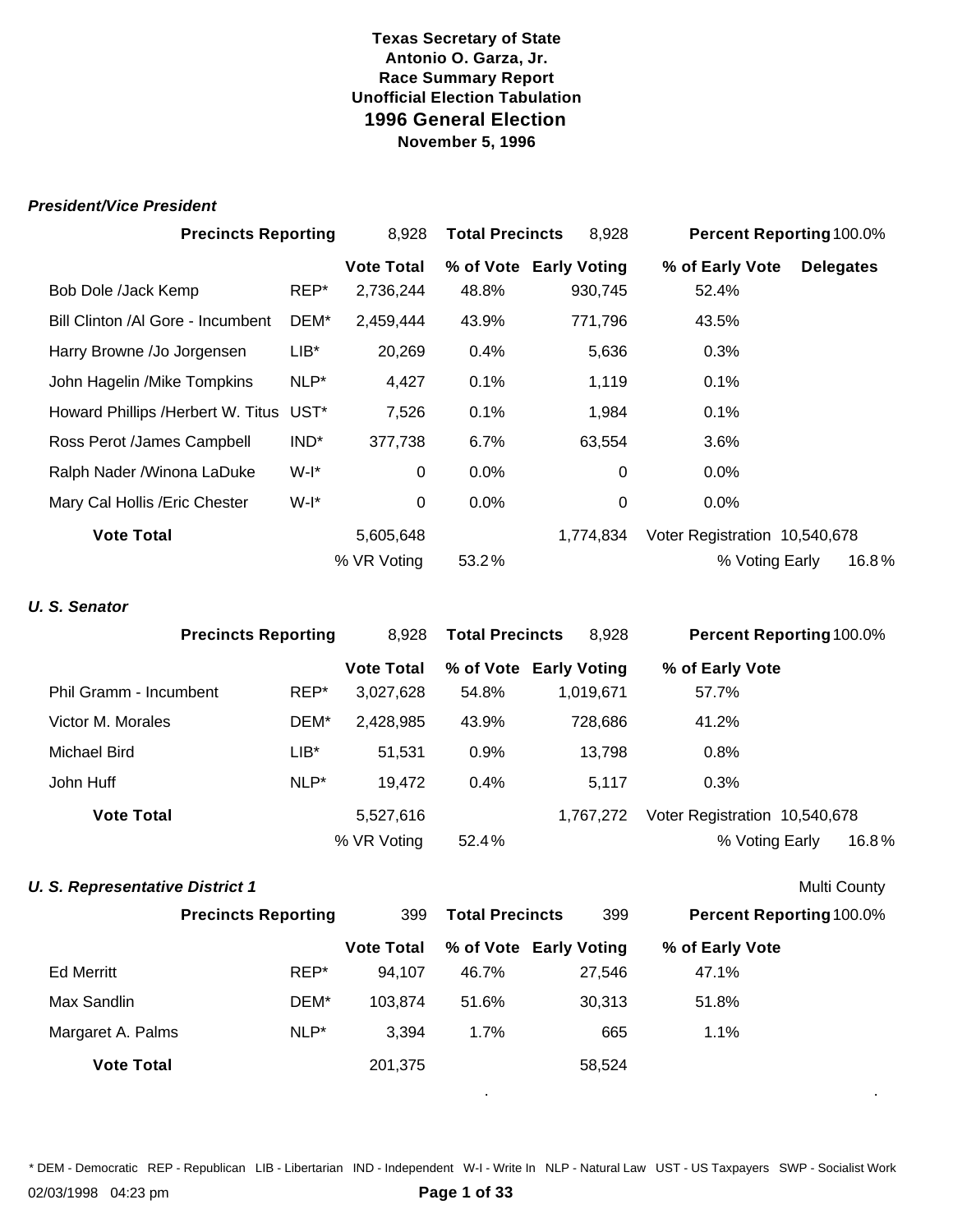**Texas Secretary of State**
**Antonio O. Garza, Jr.**
**Race Summary Report**
**Unofficial Election Tabulation**

# 1996 General Election

**November 5, 1996**

### *President/Vice President*

| **Precincts Reporting** | | 8,928 | **Total Precincts** | 8,928 | **Percent Reporting** 100.0% | |
|---|---|---|---|---|---|---|
| | | **Vote Total** | **% of Vote** | **Early Voting** | **% of Early Vote** | **Delegates** |
| Bob Dole /Jack Kemp | REP* | 2,736,244 | 48.8% | 930,745 | 52.4% | |
| Bill Clinton /Al Gore - Incumbent | DEM* | 2,459,444 | 43.9% | 771,796 | 43.5% | |
| Harry Browne /Jo Jorgensen | LIB* | 20,269 | 0.4% | 5,636 | 0.3% | |
| John Hagelin /Mike Tompkins | NLP* | 4,427 | 0.1% | 1,119 | 0.1% | |
| Howard Phillips /Herbert W. Titus | UST* | 7,526 | 0.1% | 1,984 | 0.1% | |
| Ross Perot /James Campbell | IND* | 377,738 | 6.7% | 63,554 | 3.6% | |
| Ralph Nader /Winona LaDuke | W-I* | 0 | 0.0% | 0 | 0.0% | |
| Mary Cal Hollis /Eric Chester | W-I* | 0 | 0.0% | 0 | 0.0% | |
| **Vote Total** | | 5,605,648 | | 1,774,834 | Voter Registration 10,540,678 | |
| | | % VR Voting | 53.2% | | % Voting Early | 16.8% |

### *U. S. Senator*

| **Precincts Reporting** | | 8,928 | **Total Precincts** | 8,928 | **Percent Reporting** 100.0% | |
|---|---|---|---|---|---|---|
| | | **Vote Total** | **% of Vote** | **Early Voting** | **% of Early Vote** | |
| Phil Gramm - Incumbent | REP* | 3,027,628 | 54.8% | 1,019,671 | 57.7% | |
| Victor M. Morales | DEM* | 2,428,985 | 43.9% | 728,686 | 41.2% | |
| Michael Bird | LIB* | 51,531 | 0.9% | 13,798 | 0.8% | |
| John Huff | NLP* | 19,472 | 0.4% | 5,117 | 0.3% | |
| **Vote Total** | | 5,527,616 | | 1,767,272 | Voter Registration 10,540,678 | |
| | | % VR Voting | 52.4% | | % Voting Early | 16.8% |

### *U. S. Representative District 1*

Multi County

| **Precincts Reporting** | | 399 | **Total Precincts** | 399 | **Percent Reporting** 100.0% |
|---|---|---|---|---|---|
| | | **Vote Total** | **% of Vote** | **Early Voting** | **% of Early Vote** |
| Ed Merritt | REP* | 94,107 | 46.7% | 27,546 | 47.1% |
| Max Sandlin | DEM* | 103,874 | 51.6% | 30,313 | 51.8% |
| Margaret A. Palms | NLP* | 3,394 | 1.7% | 665 | 1.1% |
| **Vote Total** | | 201,375 | | 58,524 | |

\* DEM - Democratic REP - Republican LIB - Libertarian IND - Independent W-I - Write In NLP - Natural Law UST - US Taxpayers SWP - Socialist Work

02/03/1998 04:23 pm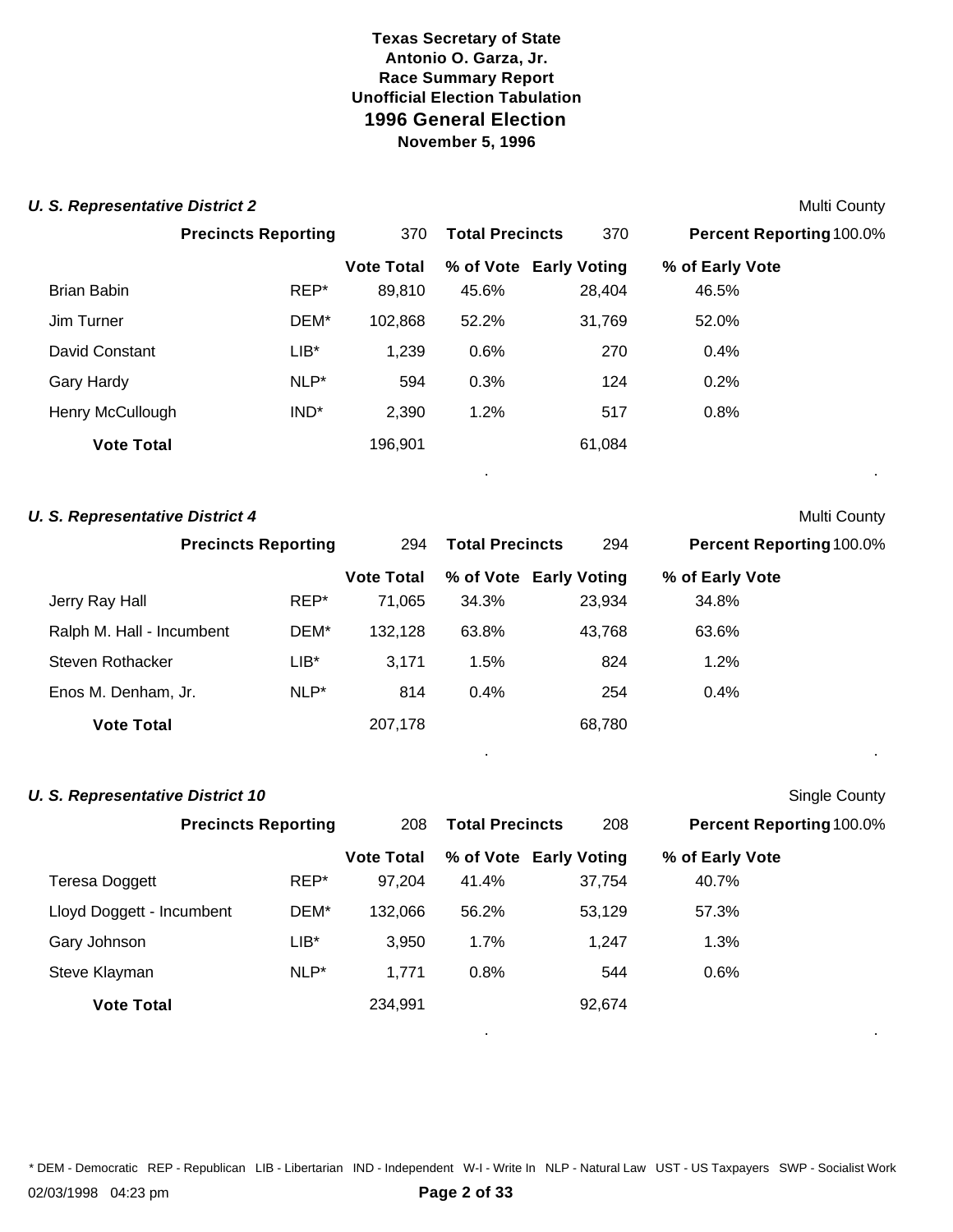**Texas Secretary of State**
**Antonio O. Garza, Jr.**
**Race Summary Report**
**Unofficial Election Tabulation**

## 1996 General Election

**November 5, 1996**

### *U. S. Representative District 2*

Multi County

| Precincts Reporting | 370 | Total Precincts | 370 | Percent Reporting | 100.0% |
|---|---|---|---|---|---|

| Candidate | Party | Vote Total | % of Vote | Early Voting | % of Early Vote |
|---|---|---|---|---|---|
| Brian Babin | REP* | 89,810 | 45.6% | 28,404 | 46.5% |
| Jim Turner | DEM* | 102,868 | 52.2% | 31,769 | 52.0% |
| David Constant | LIB* | 1,239 | 0.6% | 270 | 0.4% |
| Gary Hardy | NLP* | 594 | 0.3% | 124 | 0.2% |
| Henry McCullough | IND* | 2,390 | 1.2% | 517 | 0.8% |
| **Vote Total** | | 196,901 | | 61,084 | |

### *U. S. Representative District 4*

Multi County

| Precincts Reporting | 294 | Total Precincts | 294 | Percent Reporting | 100.0% |
|---|---|---|---|---|---|

| Candidate | Party | Vote Total | % of Vote | Early Voting | % of Early Vote |
|---|---|---|---|---|---|
| Jerry Ray Hall | REP* | 71,065 | 34.3% | 23,934 | 34.8% |
| Ralph M. Hall - Incumbent | DEM* | 132,128 | 63.8% | 43,768 | 63.6% |
| Steven Rothacker | LIB* | 3,171 | 1.5% | 824 | 1.2% |
| Enos M. Denham, Jr. | NLP* | 814 | 0.4% | 254 | 0.4% |
| **Vote Total** | | 207,178 | | 68,780 | |

### *U. S. Representative District 10*

Single County

| Precincts Reporting | 208 | Total Precincts | 208 | Percent Reporting | 100.0% |
|---|---|---|---|---|---|

| Candidate | Party | Vote Total | % of Vote | Early Voting | % of Early Vote |
|---|---|---|---|---|---|
| Teresa Doggett | REP* | 97,204 | 41.4% | 37,754 | 40.7% |
| Lloyd Doggett - Incumbent | DEM* | 132,066 | 56.2% | 53,129 | 57.3% |
| Gary Johnson | LIB* | 3,950 | 1.7% | 1,247 | 1.3% |
| Steve Klayman | NLP* | 1,771 | 0.8% | 544 | 0.6% |
| **Vote Total** | | 234,991 | | 92,674 | |

\* DEM - Democratic REP - Republican LIB - Libertarian IND - Independent W-I - Write In NLP - Natural Law UST - US Taxpayers SWP - Socialist Work

02/03/1998 04:23 pm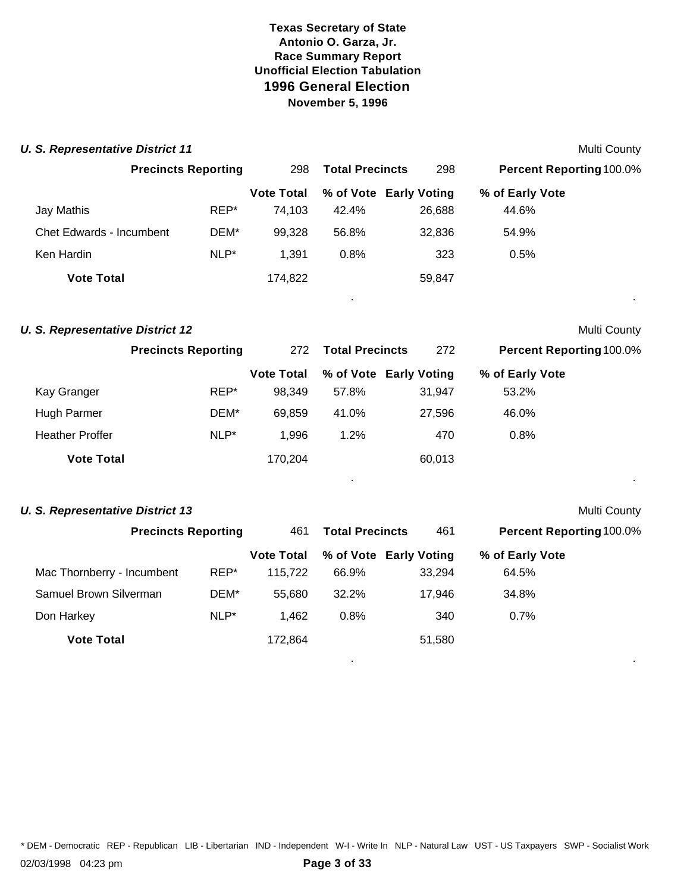**Texas Secretary of State**
**Antonio O. Garza, Jr.**
**Race Summary Report**
**Unofficial Election Tabulation**

## 1996 General Election

**November 5, 1996**

### *U. S. Representative District 11*

Multi County

**Precincts Reporting** 298 **Total Precincts** 298 **Percent Reporting** 100.0%

| | | Vote Total | % of Vote | Early Voting | % of Early Vote |
|---|---|---|---|---|---|
| Jay Mathis | REP* | 74,103 | 42.4% | 26,688 | 44.6% |
| Chet Edwards - Incumbent | DEM* | 99,328 | 56.8% | 32,836 | 54.9% |
| Ken Hardin | NLP* | 1,391 | 0.8% | 323 | 0.5% |
| **Vote Total** | | 174,822 | | 59,847 | |

### *U. S. Representative District 12*

Multi County

**Precincts Reporting** 272 **Total Precincts** 272 **Percent Reporting** 100.0%

| | | Vote Total | % of Vote | Early Voting | % of Early Vote |
|---|---|---|---|---|---|
| Kay Granger | REP* | 98,349 | 57.8% | 31,947 | 53.2% |
| Hugh Parmer | DEM* | 69,859 | 41.0% | 27,596 | 46.0% |
| Heather Proffer | NLP* | 1,996 | 1.2% | 470 | 0.8% |
| **Vote Total** | | 170,204 | | 60,013 | |

### *U. S. Representative District 13*

Multi County

**Precincts Reporting** 461 **Total Precincts** 461 **Percent Reporting** 100.0%

| | | Vote Total | % of Vote | Early Voting | % of Early Vote |
|---|---|---|---|---|---|
| Mac Thornberry - Incumbent | REP* | 115,722 | 66.9% | 33,294 | 64.5% |
| Samuel Brown Silverman | DEM* | 55,680 | 32.2% | 17,946 | 34.8% |
| Don Harkey | NLP* | 1,462 | 0.8% | 340 | 0.7% |
| **Vote Total** | | 172,864 | | 51,580 | |

* DEM - Democratic REP - Republican LIB - Libertarian IND - Independent W-I - Write In NLP - Natural Law UST - US Taxpayers SWP - Socialist Work

02/03/1998 04:23 pm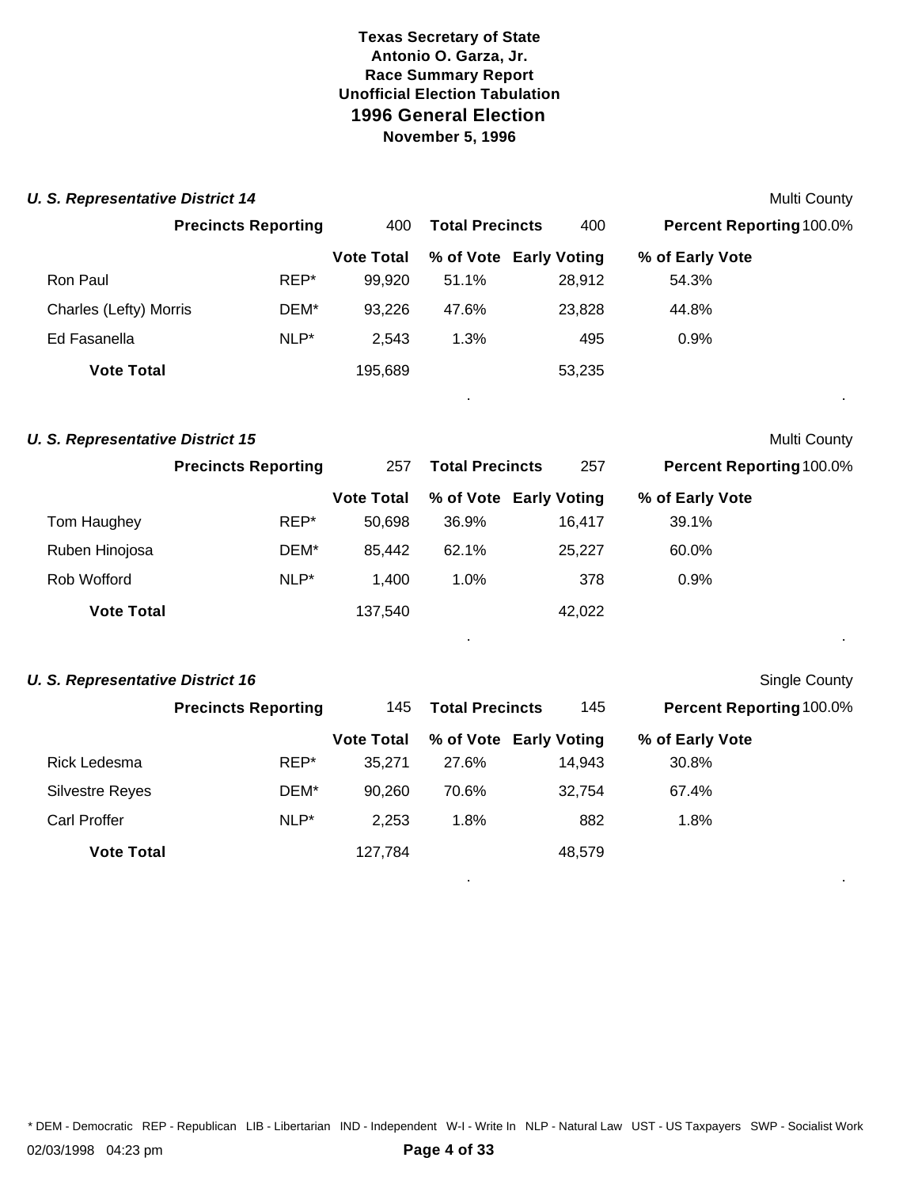**Texas Secretary of State**
**Antonio O. Garza, Jr.**
**Race Summary Report**
**Unofficial Election Tabulation**

# 1996 General Election

**November 5, 1996**

### *U. S. Representative District 14*

Multi County

**Precincts Reporting** 400 **Total Precincts** 400 **Percent Reporting** 100.0%

| | | Vote Total | % of Vote | Early Voting | % of Early Vote |
|---|---|---|---|---|---|
| Ron Paul | REP* | 99,920 | 51.1% | 28,912 | 54.3% |
| Charles (Lefty) Morris | DEM* | 93,226 | 47.6% | 23,828 | 44.8% |
| Ed Fasanella | NLP* | 2,543 | 1.3% | 495 | 0.9% |
| **Vote Total** | | 195,689 | | 53,235 | |

### *U. S. Representative District 15*

Multi County

**Precincts Reporting** 257 **Total Precincts** 257 **Percent Reporting** 100.0%

| | | Vote Total | % of Vote | Early Voting | % of Early Vote |
|---|---|---|---|---|---|
| Tom Haughey | REP* | 50,698 | 36.9% | 16,417 | 39.1% |
| Ruben Hinojosa | DEM* | 85,442 | 62.1% | 25,227 | 60.0% |
| Rob Wofford | NLP* | 1,400 | 1.0% | 378 | 0.9% |
| **Vote Total** | | 137,540 | | 42,022 | |

### *U. S. Representative District 16*

Single County

**Precincts Reporting** 145 **Total Precincts** 145 **Percent Reporting** 100.0%

| | | Vote Total | % of Vote | Early Voting | % of Early Vote |
|---|---|---|---|---|---|
| Rick Ledesma | REP* | 35,271 | 27.6% | 14,943 | 30.8% |
| Silvestre Reyes | DEM* | 90,260 | 70.6% | 32,754 | 67.4% |
| Carl Proffer | NLP* | 2,253 | 1.8% | 882 | 1.8% |
| **Vote Total** | | 127,784 | | 48,579 | |

* DEM - Democratic REP - Republican LIB - Libertarian IND - Independent W-I - Write In NLP - Natural Law UST - US Taxpayers SWP - Socialist Work

02/03/1998 04:23 pm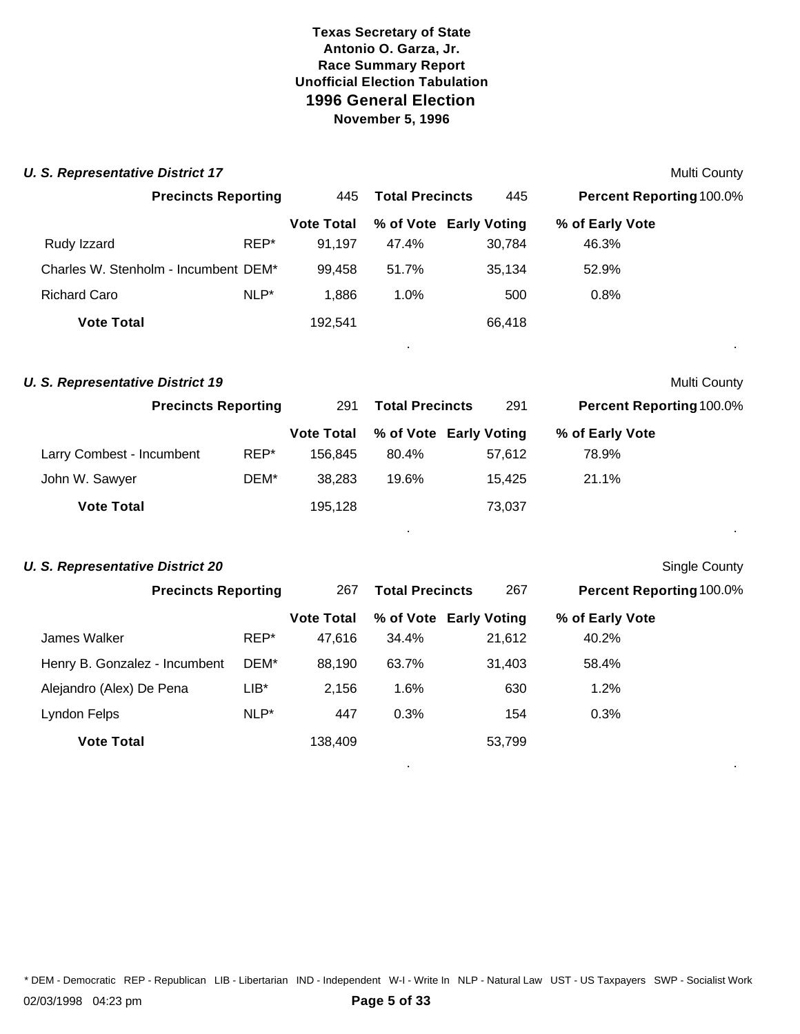**Texas Secretary of State**
**Antonio O. Garza, Jr.**
**Race Summary Report**
**Unofficial Election Tabulation**

## 1996 General Election

**November 5, 1996**

### *U. S. Representative District 17*

Multi County

| **Precincts Reporting** | 445 | **Total Precincts** | 445 | **Percent Reporting** | 100.0% |
|---|---|---|---|---|---|

| | | Vote Total | % of Vote | Early Voting | % of Early Vote |
|---|---|---|---|---|---|
| Rudy Izzard | REP* | 91,197 | 47.4% | 30,784 | 46.3% |
| Charles W. Stenholm - Incumbent | DEM* | 99,458 | 51.7% | 35,134 | 52.9% |
| Richard Caro | NLP* | 1,886 | 1.0% | 500 | 0.8% |
| **Vote Total** | | 192,541 | | 66,418 | |

### *U. S. Representative District 19*

Multi County

| **Precincts Reporting** | 291 | **Total Precincts** | 291 | **Percent Reporting** | 100.0% |
|---|---|---|---|---|---|

| | | Vote Total | % of Vote | Early Voting | % of Early Vote |
|---|---|---|---|---|---|
| Larry Combest - Incumbent | REP* | 156,845 | 80.4% | 57,612 | 78.9% |
| John W. Sawyer | DEM* | 38,283 | 19.6% | 15,425 | 21.1% |
| **Vote Total** | | 195,128 | | 73,037 | |

### *U. S. Representative District 20*

Single County

| **Precincts Reporting** | 267 | **Total Precincts** | 267 | **Percent Reporting** | 100.0% |
|---|---|---|---|---|---|

| | | Vote Total | % of Vote | Early Voting | % of Early Vote |
|---|---|---|---|---|---|
| James Walker | REP* | 47,616 | 34.4% | 21,612 | 40.2% |
| Henry B. Gonzalez - Incumbent | DEM* | 88,190 | 63.7% | 31,403 | 58.4% |
| Alejandro (Alex) De Pena | LIB* | 2,156 | 1.6% | 630 | 1.2% |
| Lyndon Felps | NLP* | 447 | 0.3% | 154 | 0.3% |
| **Vote Total** | | 138,409 | | 53,799 | |

* DEM - Democratic REP - Republican LIB - Libertarian IND - Independent W-I - Write In NLP - Natural Law UST - US Taxpayers SWP - Socialist Work

02/03/1998 04:23 pm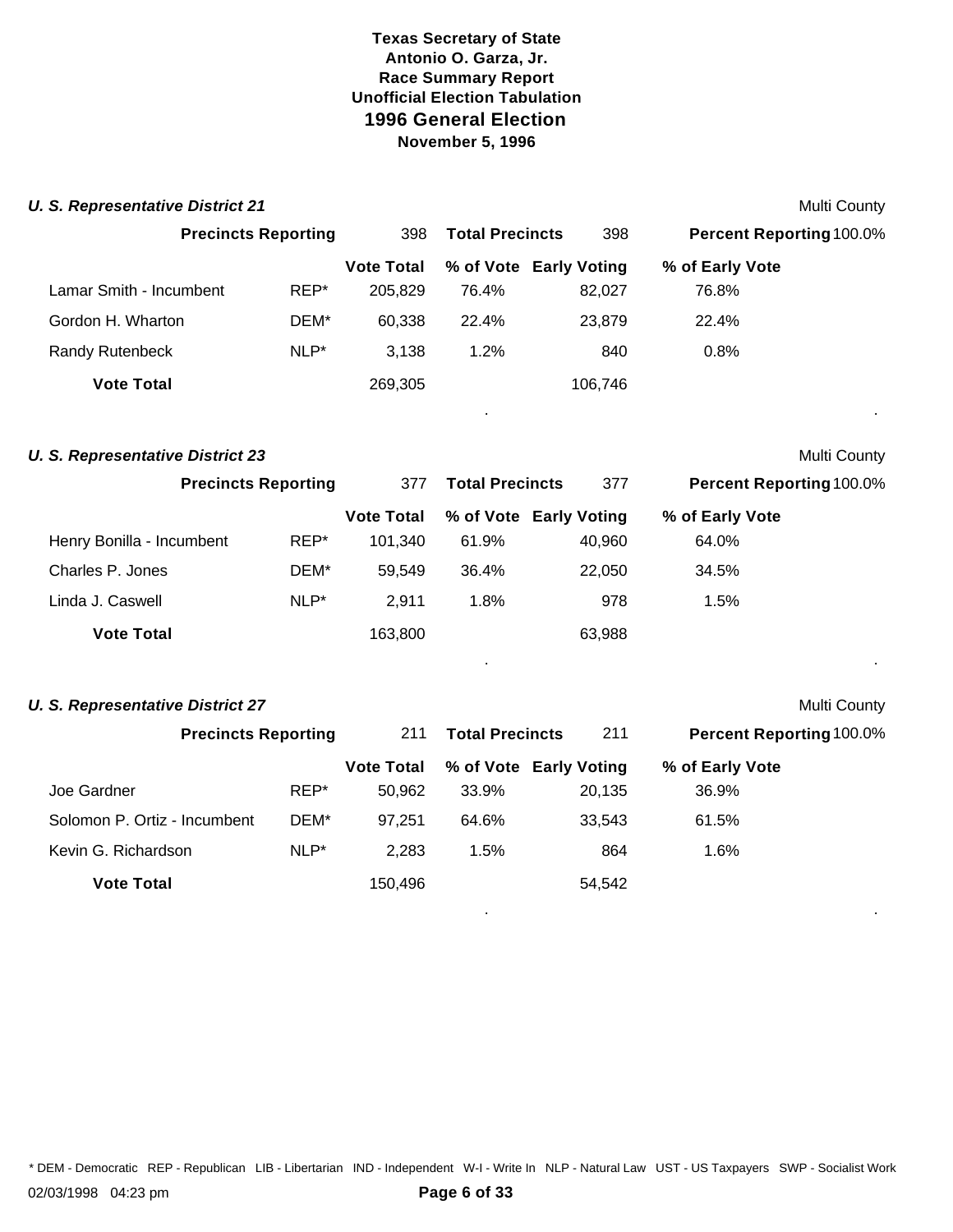**Texas Secretary of State**
**Antonio O. Garza, Jr.**
**Race Summary Report**
**Unofficial Election Tabulation**

## 1996 General Election

**November 5, 1996**

### *U. S. Representative District 21*

Multi County

**Precincts Reporting** 398 **Total Precincts** 398 **Percent Reporting** 100.0%

| Candidate | Party | Vote Total | % of Vote | Early Voting | % of Early Vote |
|---|---|---|---|---|---|
| Lamar Smith - Incumbent | REP* | 205,829 | 76.4% | 82,027 | 76.8% |
| Gordon H. Wharton | DEM* | 60,338 | 22.4% | 23,879 | 22.4% |
| Randy Rutenbeck | NLP* | 3,138 | 1.2% | 840 | 0.8% |
| **Vote Total** | | 269,305 | | 106,746 | |

### *U. S. Representative District 23*

Multi County

**Precincts Reporting** 377 **Total Precincts** 377 **Percent Reporting** 100.0%

| Candidate | Party | Vote Total | % of Vote | Early Voting | % of Early Vote |
|---|---|---|---|---|---|
| Henry Bonilla - Incumbent | REP* | 101,340 | 61.9% | 40,960 | 64.0% |
| Charles P. Jones | DEM* | 59,549 | 36.4% | 22,050 | 34.5% |
| Linda J. Caswell | NLP* | 2,911 | 1.8% | 978 | 1.5% |
| **Vote Total** | | 163,800 | | 63,988 | |

### *U. S. Representative District 27*

Multi County

**Precincts Reporting** 211 **Total Precincts** 211 **Percent Reporting** 100.0%

| Candidate | Party | Vote Total | % of Vote | Early Voting | % of Early Vote |
|---|---|---|---|---|---|
| Joe Gardner | REP* | 50,962 | 33.9% | 20,135 | 36.9% |
| Solomon P. Ortiz - Incumbent | DEM* | 97,251 | 64.6% | 33,543 | 61.5% |
| Kevin G. Richardson | NLP* | 2,283 | 1.5% | 864 | 1.6% |
| **Vote Total** | | 150,496 | | 54,542 | |

\* DEM - Democratic REP - Republican LIB - Libertarian IND - Independent W-I - Write In NLP - Natural Law UST - US Taxpayers SWP - Socialist Work

02/03/1998 04:23 pm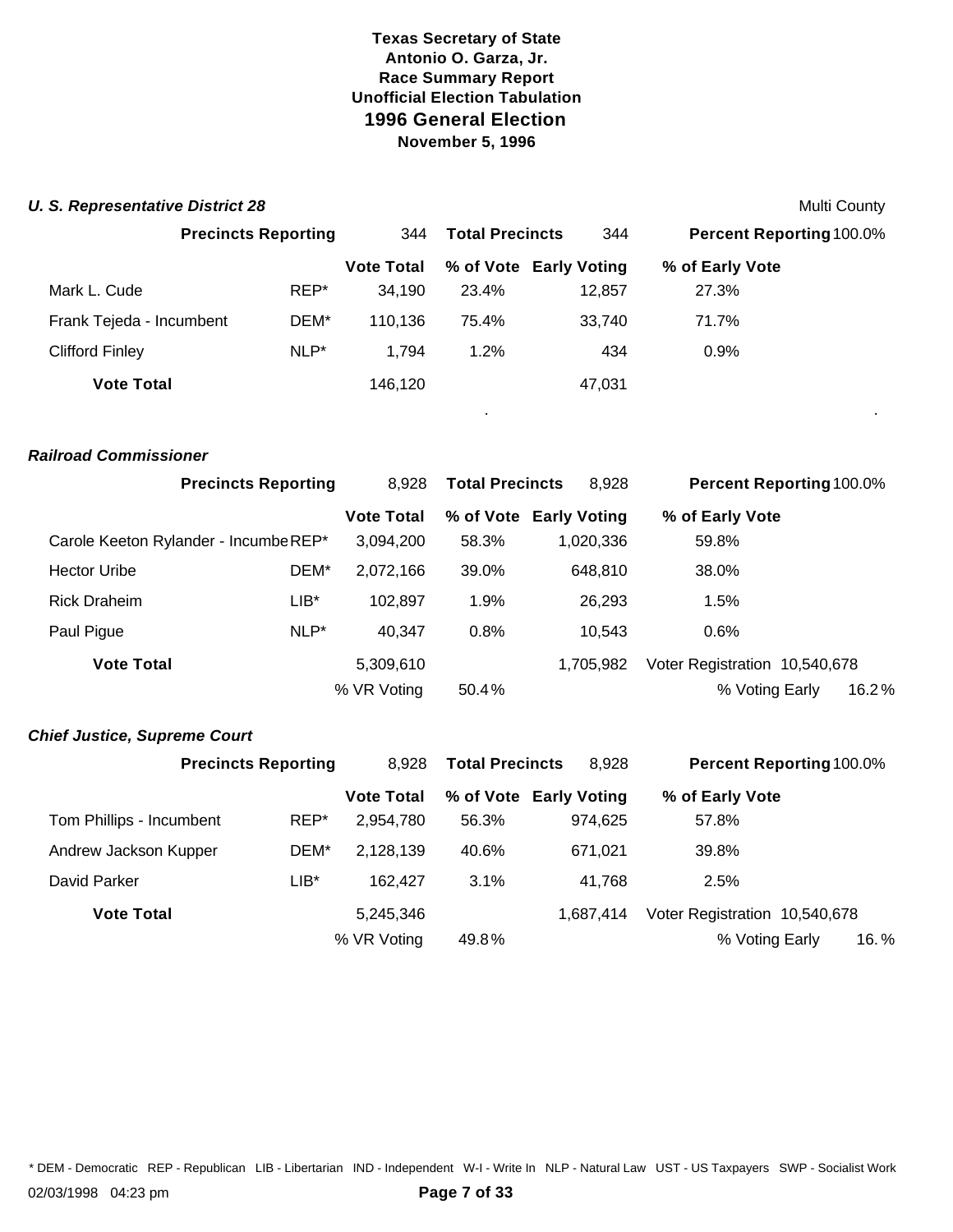**Texas Secretary of State**
**Antonio O. Garza, Jr.**
**Race Summary Report**
**Unofficial Election Tabulation**
## 1996 General Election
**November 5, 1996**

### *U. S. Representative District 28*

Multi County

| Precincts Reporting | 344 | Total Precincts | 344 | Percent Reporting | 100.0% |
|---|---|---|---|---|---|

| | | Vote Total | % of Vote | Early Voting | % of Early Vote |
|---|---|---|---|---|---|
| Mark L. Cude | REP* | 34,190 | 23.4% | 12,857 | 27.3% |
| Frank Tejeda - Incumbent | DEM* | 110,136 | 75.4% | 33,740 | 71.7% |
| Clifford Finley | NLP* | 1,794 | 1.2% | 434 | 0.9% |
| **Vote Total** | | 146,120 | | 47,031 | |

### *Railroad Commissioner*

| Precincts Reporting | 8,928 | Total Precincts | 8,928 | Percent Reporting | 100.0% |
|---|---|---|---|---|---|

| | | Vote Total | % of Vote | Early Voting | % of Early Vote |
|---|---|---|---|---|---|
| Carole Keeton Rylander - Incumbe | REP* | 3,094,200 | 58.3% | 1,020,336 | 59.8% |
| Hector Uribe | DEM* | 2,072,166 | 39.0% | 648,810 | 38.0% |
| Rick Draheim | LIB* | 102,897 | 1.9% | 26,293 | 1.5% |
| Paul Pigue | NLP* | 40,347 | 0.8% | 10,543 | 0.6% |
| **Vote Total** | | 5,309,610 | | 1,705,982 | Voter Registration 10,540,678 |
| | | % VR Voting | 50.4 % | | % Voting Early 16.2 % |

### *Chief Justice, Supreme Court*

| Precincts Reporting | 8,928 | Total Precincts | 8,928 | Percent Reporting | 100.0% |
|---|---|---|---|---|---|

| | | Vote Total | % of Vote | Early Voting | % of Early Vote |
|---|---|---|---|---|---|
| Tom Phillips - Incumbent | REP* | 2,954,780 | 56.3% | 974,625 | 57.8% |
| Andrew Jackson Kupper | DEM* | 2,128,139 | 40.6% | 671,021 | 39.8% |
| David Parker | LIB* | 162,427 | 3.1% | 41,768 | 2.5% |
| **Vote Total** | | 5,245,346 | | 1,687,414 | Voter Registration 10,540,678 |
| | | % VR Voting | 49.8 % | | % Voting Early 16. % |

\* DEM - Democratic REP - Republican LIB - Libertarian IND - Independent W-I - Write In NLP - Natural Law UST - US Taxpayers SWP - Socialist Work

02/03/1998 04:23 pm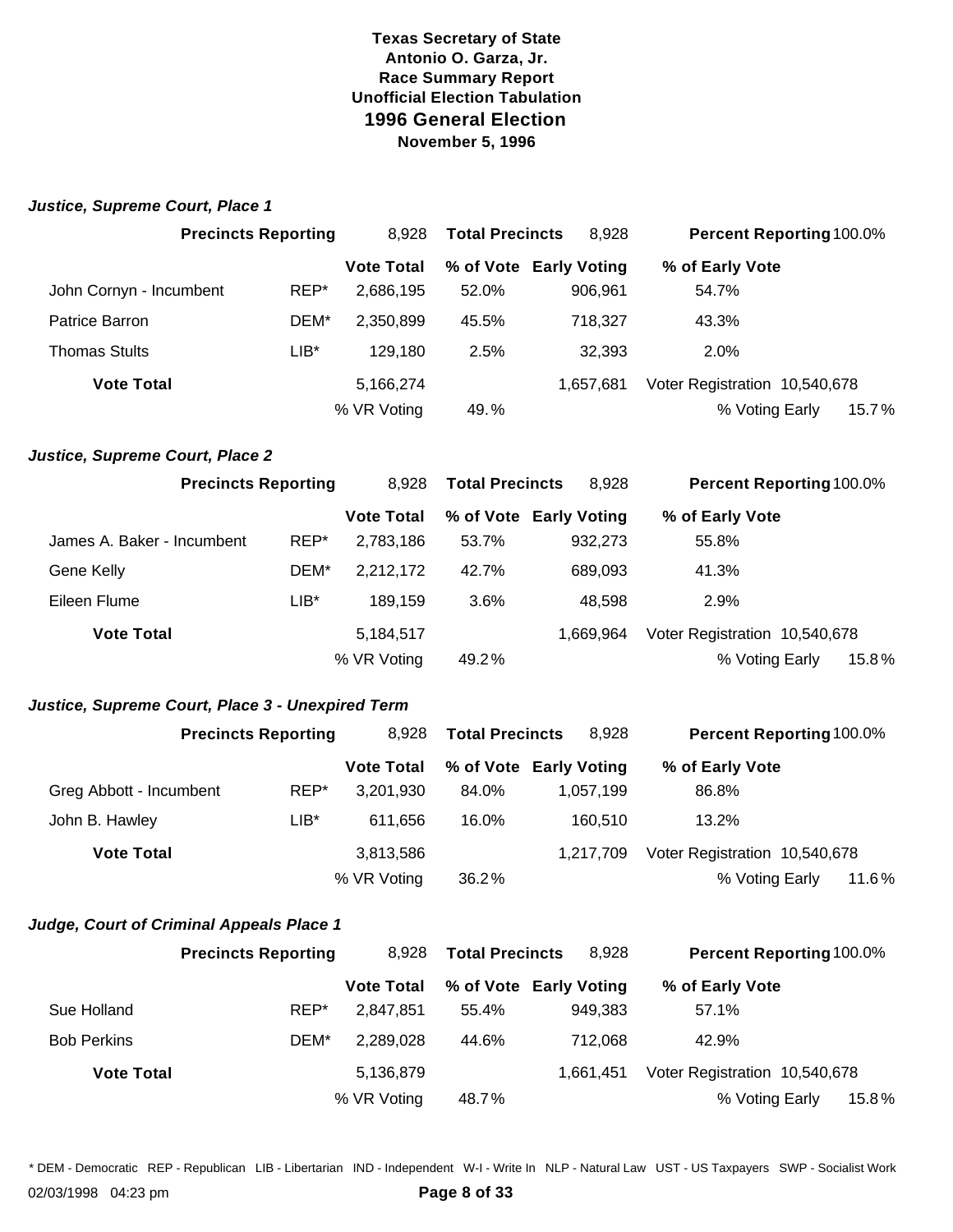**Texas Secretary of State**
**Antonio O. Garza, Jr.**
**Race Summary Report**
**Unofficial Election Tabulation**

# 1996 General Election

**November 5, 1996**

### *Justice, Supreme Court, Place 1*

| Precincts Reporting | | 8,928 | Total Precincts | 8,928 | Percent Reporting | 100.0% |
|---|---|---|---|---|---|---|
| | | **Vote Total** | **% of Vote** | **Early Voting** | **% of Early Vote** | |
| John Cornyn - Incumbent | REP* | 2,686,195 | 52.0% | 906,961 | 54.7% | |
| Patrice Barron | DEM* | 2,350,899 | 45.5% | 718,327 | 43.3% | |
| Thomas Stults | LIB* | 129,180 | 2.5% | 32,393 | 2.0% | |
| **Vote Total** | | 5,166,274 | | 1,657,681 | Voter Registration | 10,540,678 |
| | | % VR Voting | 49. % | | % Voting Early | 15.7% |

### *Justice, Supreme Court, Place 2*

| Precincts Reporting | | 8,928 | Total Precincts | 8,928 | Percent Reporting | 100.0% |
|---|---|---|---|---|---|---|
| | | **Vote Total** | **% of Vote** | **Early Voting** | **% of Early Vote** | |
| James A. Baker - Incumbent | REP* | 2,783,186 | 53.7% | 932,273 | 55.8% | |
| Gene Kelly | DEM* | 2,212,172 | 42.7% | 689,093 | 41.3% | |
| Eileen Flume | LIB* | 189,159 | 3.6% | 48,598 | 2.9% | |
| **Vote Total** | | 5,184,517 | | 1,669,964 | Voter Registration | 10,540,678 |
| | | % VR Voting | 49.2% | | % Voting Early | 15.8% |

### *Justice, Supreme Court, Place 3 - Unexpired Term*

| Precincts Reporting | | 8,928 | Total Precincts | 8,928 | Percent Reporting | 100.0% |
|---|---|---|---|---|---|---|
| | | **Vote Total** | **% of Vote** | **Early Voting** | **% of Early Vote** | |
| Greg Abbott - Incumbent | REP* | 3,201,930 | 84.0% | 1,057,199 | 86.8% | |
| John B. Hawley | LIB* | 611,656 | 16.0% | 160,510 | 13.2% | |
| **Vote Total** | | 3,813,586 | | 1,217,709 | Voter Registration | 10,540,678 |
| | | % VR Voting | 36.2% | | % Voting Early | 11.6% |

### *Judge, Court of Criminal Appeals Place 1*

| Precincts Reporting | | 8,928 | Total Precincts | 8,928 | Percent Reporting | 100.0% |
|---|---|---|---|---|---|---|
| | | **Vote Total** | **% of Vote** | **Early Voting** | **% of Early Vote** | |
| Sue Holland | REP* | 2,847,851 | 55.4% | 949,383 | 57.1% | |
| Bob Perkins | DEM* | 2,289,028 | 44.6% | 712,068 | 42.9% | |
| **Vote Total** | | 5,136,879 | | 1,661,451 | Voter Registration | 10,540,678 |
| | | % VR Voting | 48.7% | | % Voting Early | 15.8% |

* DEM - Democratic REP - Republican LIB - Libertarian IND - Independent W-I - Write In NLP - Natural Law UST - US Taxpayers SWP - Socialist Work

02/03/1998 04:23 pm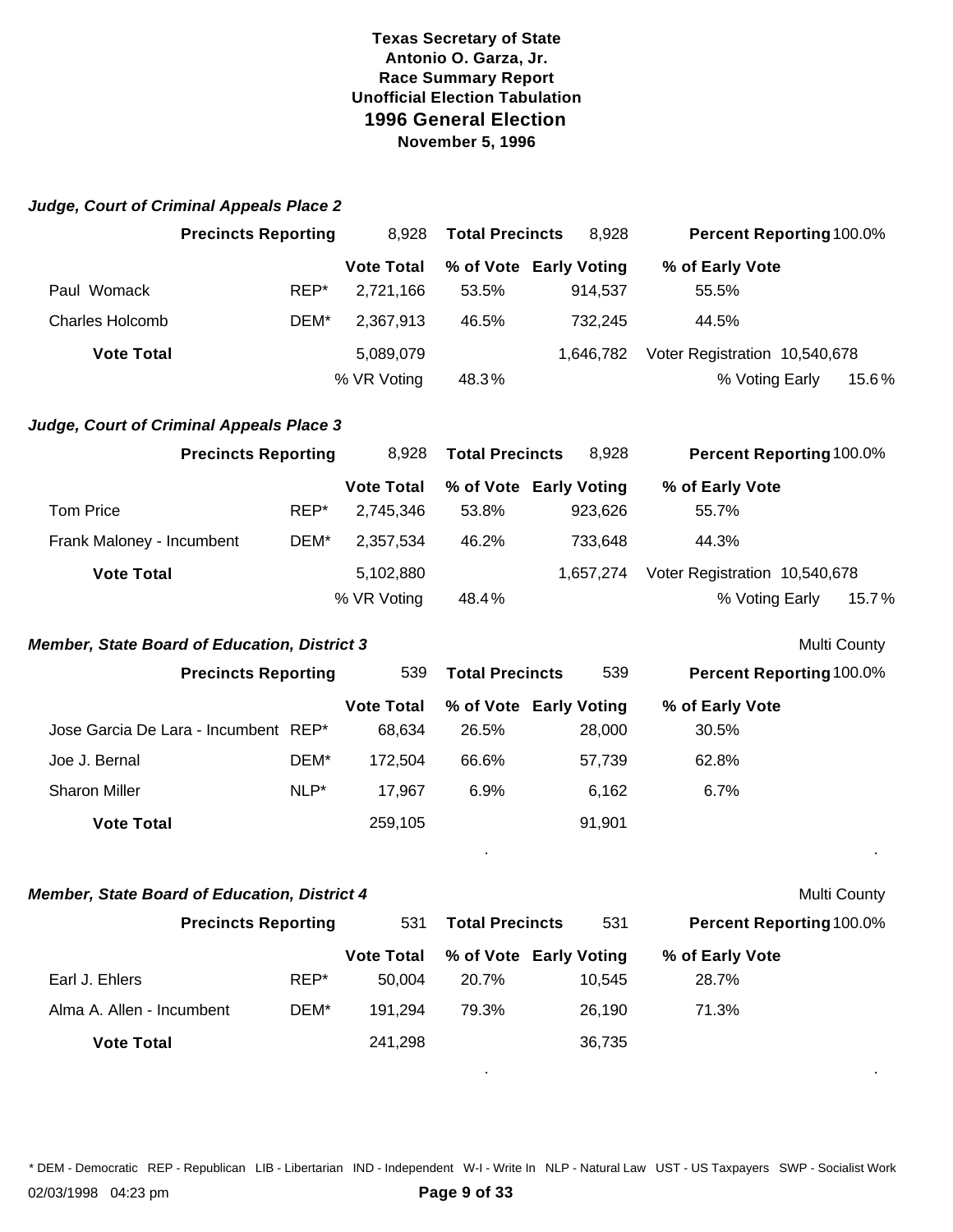# Texas Secretary of State
## Antonio O. Garza, Jr.
## Race Summary Report
## Unofficial Election Tabulation
## 1996 General Election
## November 5, 1996

### *Judge, Court of Criminal Appeals Place 2*

| Precincts Reporting | | 8,928 | Total Precincts | 8,928 | Percent Reporting 100.0% |
|---|---|---|---|---|---|
| | | **Vote Total** | **% of Vote** | **Early Voting** | **% of Early Vote** |
| Paul Womack | REP* | 2,721,166 | 53.5% | 914,537 | 55.5% |
| Charles Holcomb | DEM* | 2,367,913 | 46.5% | 732,245 | 44.5% |
| **Vote Total** | | 5,089,079 | | 1,646,782 | Voter Registration 10,540,678 |
| | | % VR Voting | 48.3% | | % Voting Early 15.6% |

### *Judge, Court of Criminal Appeals Place 3*

| Precincts Reporting | | 8,928 | Total Precincts | 8,928 | Percent Reporting 100.0% |
|---|---|---|---|---|---|
| | | **Vote Total** | **% of Vote** | **Early Voting** | **% of Early Vote** |
| Tom Price | REP* | 2,745,346 | 53.8% | 923,626 | 55.7% |
| Frank Maloney - Incumbent | DEM* | 2,357,534 | 46.2% | 733,648 | 44.3% |
| **Vote Total** | | 5,102,880 | | 1,657,274 | Voter Registration 10,540,678 |
| | | % VR Voting | 48.4% | | % Voting Early 15.7% |

### *Member, State Board of Education, District 3*

Multi County

| Precincts Reporting | | 539 | Total Precincts | 539 | Percent Reporting 100.0% |
|---|---|---|---|---|---|
| | | **Vote Total** | **% of Vote** | **Early Voting** | **% of Early Vote** |
| Jose Garcia De Lara - Incumbent | REP* | 68,634 | 26.5% | 28,000 | 30.5% |
| Joe J. Bernal | DEM* | 172,504 | 66.6% | 57,739 | 62.8% |
| Sharon Miller | NLP* | 17,967 | 6.9% | 6,162 | 6.7% |
| **Vote Total** | | 259,105 | | 91,901 | |

### *Member, State Board of Education, District 4*

Multi County

| Precincts Reporting | | 531 | Total Precincts | 531 | Percent Reporting 100.0% |
|---|---|---|---|---|---|
| | | **Vote Total** | **% of Vote** | **Early Voting** | **% of Early Vote** |
| Earl J. Ehlers | REP* | 50,004 | 20.7% | 10,545 | 28.7% |
| Alma A. Allen - Incumbent | DEM* | 191,294 | 79.3% | 26,190 | 71.3% |
| **Vote Total** | | 241,298 | | 36,735 | |

* DEM - Democratic REP - Republican LIB - Libertarian IND - Independent W-I - Write In NLP - Natural Law UST - US Taxpayers SWP - Socialist Work

02/03/1998 04:23 pm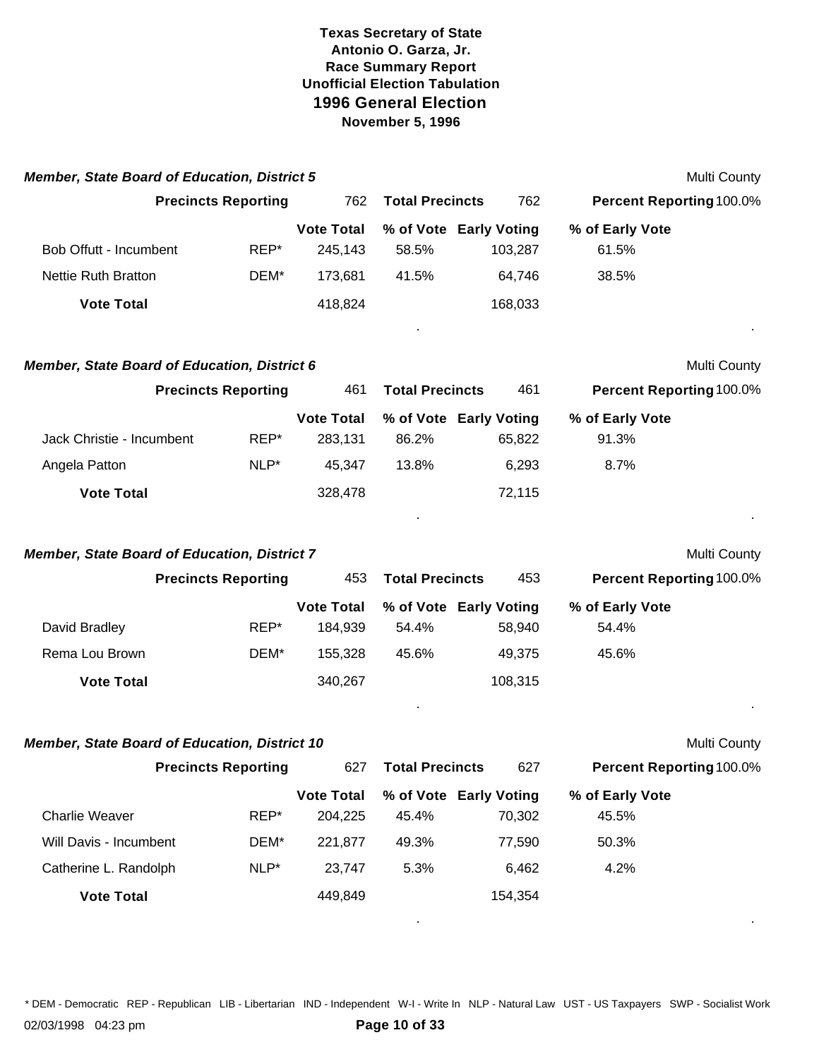**Texas Secretary of State**
**Antonio O. Garza, Jr.**
**Race Summary Report**
**Unofficial Election Tabulation**

## 1996 General Election

**November 5, 1996**

### *Member, State Board of Education, District 5*

Multi County

| Precincts Reporting | | 762 | Total Precincts | 762 | Percent Reporting 100.0% |
|---|---|---|---|---|---|
| | | **Vote Total** | **% of Vote** | **Early Voting** | **% of Early Vote** |
| Bob Offutt - Incumbent | REP* | 245,143 | 58.5% | 103,287 | 61.5% |
| Nettie Ruth Bratton | DEM* | 173,681 | 41.5% | 64,746 | 38.5% |
| **Vote Total** | | 418,824 | | 168,033 | |

### *Member, State Board of Education, District 6*

Multi County

| Precincts Reporting | | 461 | Total Precincts | 461 | Percent Reporting 100.0% |
|---|---|---|---|---|---|
| | | **Vote Total** | **% of Vote** | **Early Voting** | **% of Early Vote** |
| Jack Christie - Incumbent | REP* | 283,131 | 86.2% | 65,822 | 91.3% |
| Angela Patton | NLP* | 45,347 | 13.8% | 6,293 | 8.7% |
| **Vote Total** | | 328,478 | | 72,115 | |

### *Member, State Board of Education, District 7*

Multi County

| Precincts Reporting | | 453 | Total Precincts | 453 | Percent Reporting 100.0% |
|---|---|---|---|---|---|
| | | **Vote Total** | **% of Vote** | **Early Voting** | **% of Early Vote** |
| David Bradley | REP* | 184,939 | 54.4% | 58,940 | 54.4% |
| Rema Lou Brown | DEM* | 155,328 | 45.6% | 49,375 | 45.6% |
| **Vote Total** | | 340,267 | | 108,315 | |

### *Member, State Board of Education, District 10*

Multi County

| Precincts Reporting | | 627 | Total Precincts | 627 | Percent Reporting 100.0% |
|---|---|---|---|---|---|
| | | **Vote Total** | **% of Vote** | **Early Voting** | **% of Early Vote** |
| Charlie Weaver | REP* | 204,225 | 45.4% | 70,302 | 45.5% |
| Will Davis - Incumbent | DEM* | 221,877 | 49.3% | 77,590 | 50.3% |
| Catherine L. Randolph | NLP* | 23,747 | 5.3% | 6,462 | 4.2% |
| **Vote Total** | | 449,849 | | 154,354 | |

* DEM - Democratic REP - Republican LIB - Libertarian IND - Independent W-I - Write In NLP - Natural Law UST - US Taxpayers SWP - Socialist Work

02/03/1998 04:23 pm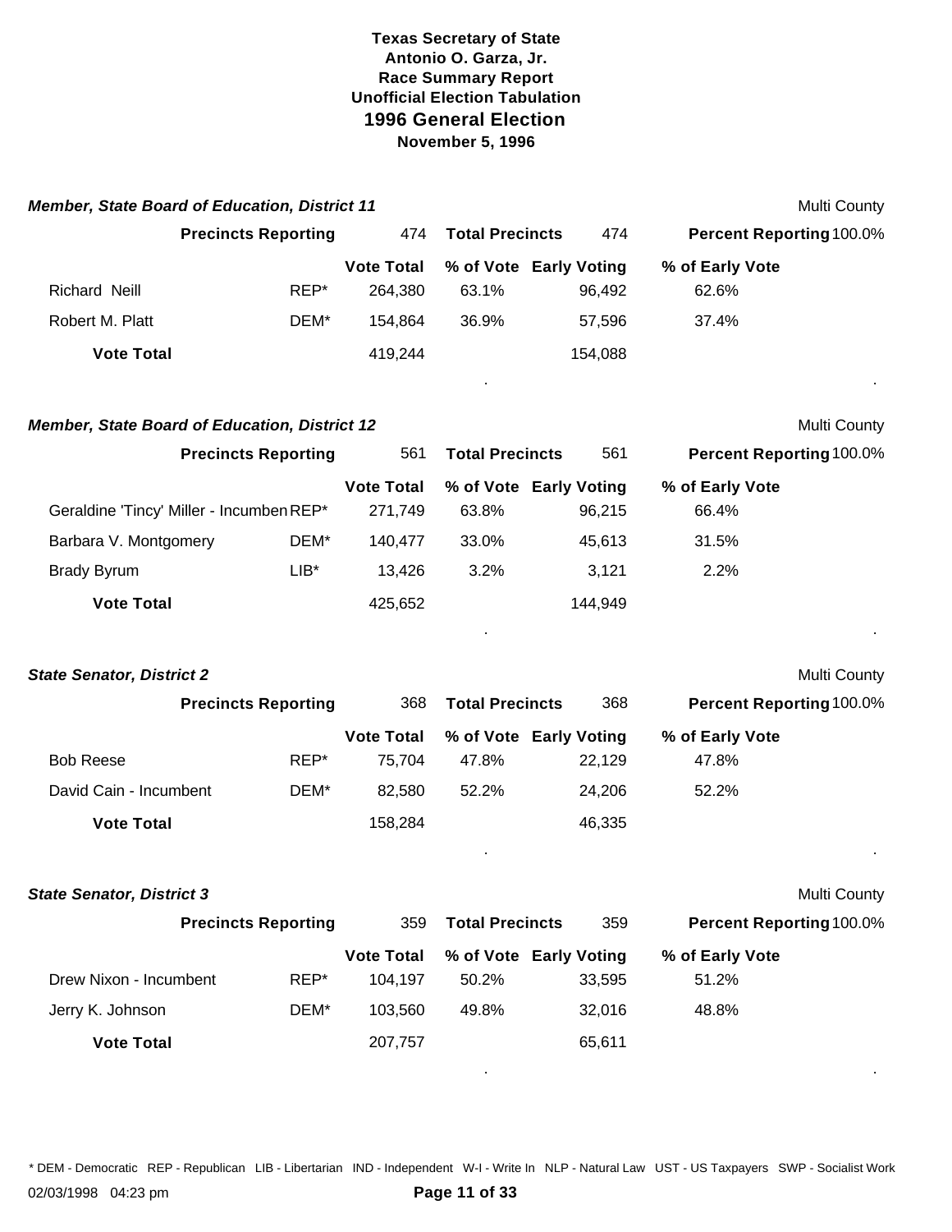**Texas Secretary of State**
**Antonio O. Garza, Jr.**
**Race Summary Report**
**Unofficial Election Tabulation**
**1996 General Election**
**November 5, 1996**

### *Member, State Board of Education, District 11*

Multi County

**Precincts Reporting** 474 **Total Precincts** 474 **Percent Reporting** 100.0%

| | | Vote Total | % of Vote | Early Voting | % of Early Vote |
|---|---|---|---|---|---|
| Richard Neill | REP* | 264,380 | 63.1% | 96,492 | 62.6% |
| Robert M. Platt | DEM* | 154,864 | 36.9% | 57,596 | 37.4% |
| **Vote Total** | | 419,244 | | 154,088 | |

### *Member, State Board of Education, District 12*

Multi County

**Precincts Reporting** 561 **Total Precincts** 561 **Percent Reporting** 100.0%

| | | Vote Total | % of Vote | Early Voting | % of Early Vote |
|---|---|---|---|---|---|
| Geraldine 'Tincy' Miller - Incumben | REP* | 271,749 | 63.8% | 96,215 | 66.4% |
| Barbara V. Montgomery | DEM* | 140,477 | 33.0% | 45,613 | 31.5% |
| Brady Byrum | LIB* | 13,426 | 3.2% | 3,121 | 2.2% |
| **Vote Total** | | 425,652 | | 144,949 | |

### *State Senator, District 2*

Multi County

**Precincts Reporting** 368 **Total Precincts** 368 **Percent Reporting** 100.0%

| | | Vote Total | % of Vote | Early Voting | % of Early Vote |
|---|---|---|---|---|---|
| Bob Reese | REP* | 75,704 | 47.8% | 22,129 | 47.8% |
| David Cain - Incumbent | DEM* | 82,580 | 52.2% | 24,206 | 52.2% |
| **Vote Total** | | 158,284 | | 46,335 | |

### *State Senator, District 3*

Multi County

**Precincts Reporting** 359 **Total Precincts** 359 **Percent Reporting** 100.0%

| | | Vote Total | % of Vote | Early Voting | % of Early Vote |
|---|---|---|---|---|---|
| Drew Nixon - Incumbent | REP* | 104,197 | 50.2% | 33,595 | 51.2% |
| Jerry K. Johnson | DEM* | 103,560 | 49.8% | 32,016 | 48.8% |
| **Vote Total** | | 207,757 | | 65,611 | |

\* DEM - Democratic REP - Republican LIB - Libertarian IND - Independent W-I - Write In NLP - Natural Law UST - US Taxpayers SWP - Socialist Work

02/03/1998 04:23 pm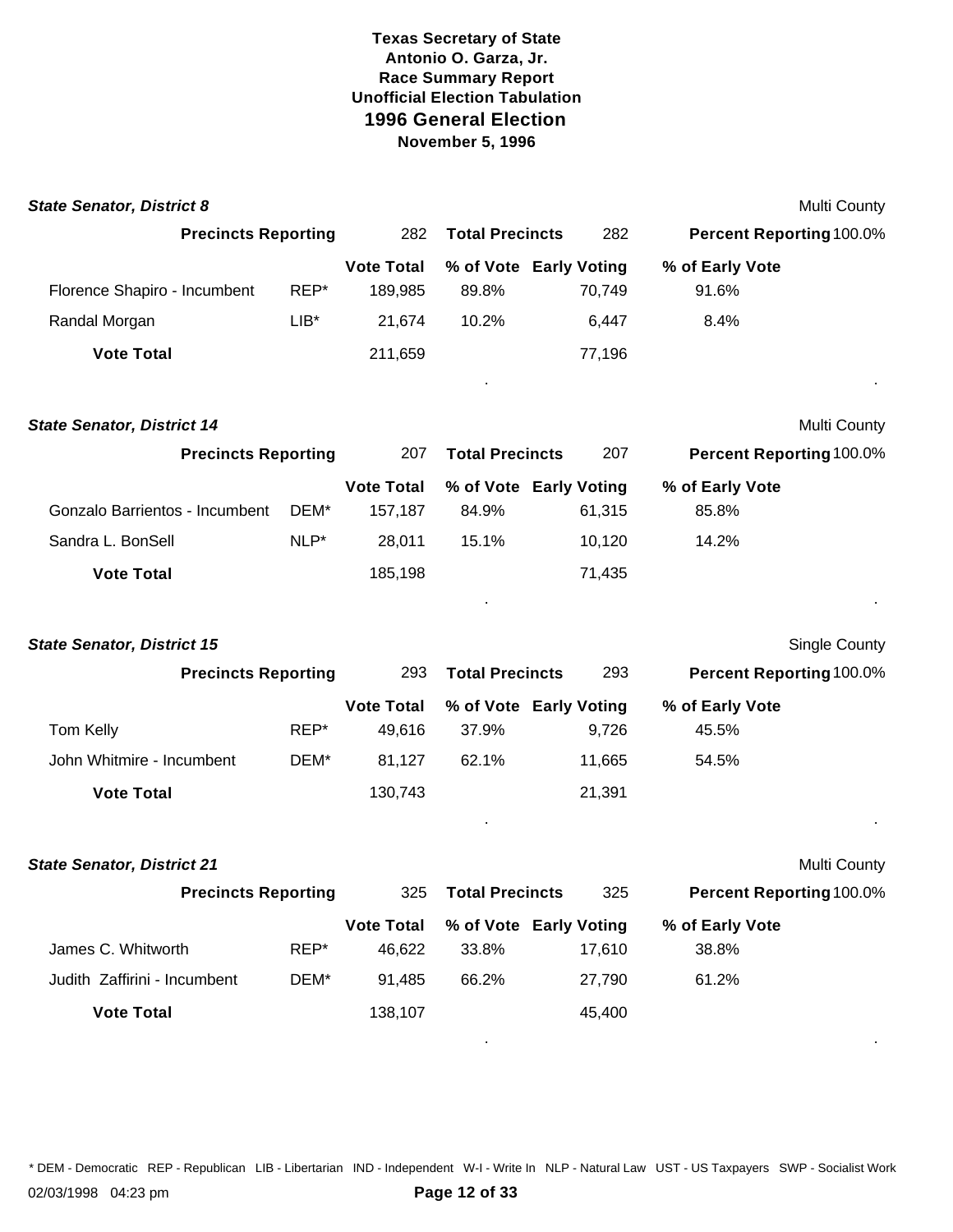**Texas Secretary of State**
**Antonio O. Garza, Jr.**
**Race Summary Report**
**Unofficial Election Tabulation**
**1996 General Election**
**November 5, 1996**

### *State Senator, District 8*

Multi County

| **Precincts Reporting** | 282 | **Total Precincts** | 282 | **Percent Reporting** | 100.0% |
|---|---|---|---|---|---|

| | | **Vote Total** | **% of Vote** | **Early Voting** | **% of Early Vote** |
|---|---|---|---|---|---|
| Florence Shapiro - Incumbent | REP* | 189,985 | 89.8% | 70,749 | 91.6% |
| Randal Morgan | LIB* | 21,674 | 10.2% | 6,447 | 8.4% |
| **Vote Total** | | 211,659 | | 77,196 | |

### *State Senator, District 14*

Multi County

| **Precincts Reporting** | 207 | **Total Precincts** | 207 | **Percent Reporting** | 100.0% |
|---|---|---|---|---|---|

| | | **Vote Total** | **% of Vote** | **Early Voting** | **% of Early Vote** |
|---|---|---|---|---|---|
| Gonzalo Barrientos - Incumbent | DEM* | 157,187 | 84.9% | 61,315 | 85.8% |
| Sandra L. BonSell | NLP* | 28,011 | 15.1% | 10,120 | 14.2% |
| **Vote Total** | | 185,198 | | 71,435 | |

### *State Senator, District 15*

Single County

| **Precincts Reporting** | 293 | **Total Precincts** | 293 | **Percent Reporting** | 100.0% |
|---|---|---|---|---|---|

| | | **Vote Total** | **% of Vote** | **Early Voting** | **% of Early Vote** |
|---|---|---|---|---|---|
| Tom Kelly | REP* | 49,616 | 37.9% | 9,726 | 45.5% |
| John Whitmire - Incumbent | DEM* | 81,127 | 62.1% | 11,665 | 54.5% |
| **Vote Total** | | 130,743 | | 21,391 | |

### *State Senator, District 21*

Multi County

| **Precincts Reporting** | 325 | **Total Precincts** | 325 | **Percent Reporting** | 100.0% |
|---|---|---|---|---|---|

| | | **Vote Total** | **% of Vote** | **Early Voting** | **% of Early Vote** |
|---|---|---|---|---|---|
| James C. Whitworth | REP* | 46,622 | 33.8% | 17,610 | 38.8% |
| Judith Zaffirini - Incumbent | DEM* | 91,485 | 66.2% | 27,790 | 61.2% |
| **Vote Total** | | 138,107 | | 45,400 | |

\* DEM - Democratic REP - Republican LIB - Libertarian IND - Independent W-I - Write In NLP - Natural Law UST - US Taxpayers SWP - Socialist Work

02/03/1998 04:23 pm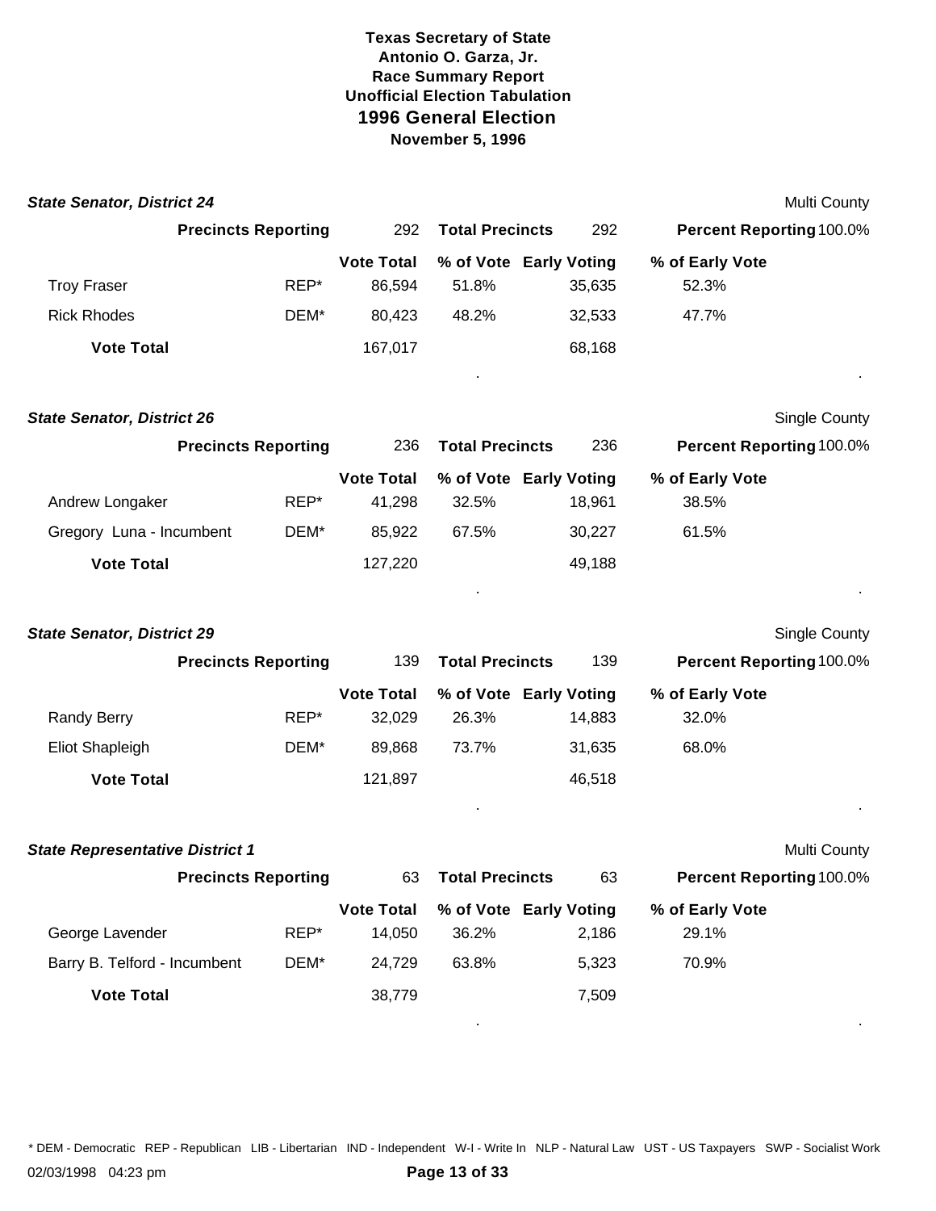**Texas Secretary of State**
**Antonio O. Garza, Jr.**
**Race Summary Report**
**Unofficial Election Tabulation**
## 1996 General Election
**November 5, 1996**

### *State Senator, District 24*

Multi County

| **Precincts Reporting** | 292 | **Total Precincts** | 292 | **Percent Reporting** | 100.0% |
|---|---|---|---|---|---|

| | | Vote Total | % of Vote | Early Voting | % of Early Vote |
|---|---|---|---|---|---|
| Troy Fraser | REP* | 86,594 | 51.8% | 35,635 | 52.3% |
| Rick Rhodes | DEM* | 80,423 | 48.2% | 32,533 | 47.7% |
| **Vote Total** | | 167,017 | | 68,168 | |

### *State Senator, District 26*

Single County

| **Precincts Reporting** | 236 | **Total Precincts** | 236 | **Percent Reporting** | 100.0% |
|---|---|---|---|---|---|

| | | Vote Total | % of Vote | Early Voting | % of Early Vote |
|---|---|---|---|---|---|
| Andrew Longaker | REP* | 41,298 | 32.5% | 18,961 | 38.5% |
| Gregory Luna - Incumbent | DEM* | 85,922 | 67.5% | 30,227 | 61.5% |
| **Vote Total** | | 127,220 | | 49,188 | |

### *State Senator, District 29*

Single County

| **Precincts Reporting** | 139 | **Total Precincts** | 139 | **Percent Reporting** | 100.0% |
|---|---|---|---|---|---|

| | | Vote Total | % of Vote | Early Voting | % of Early Vote |
|---|---|---|---|---|---|
| Randy Berry | REP* | 32,029 | 26.3% | 14,883 | 32.0% |
| Eliot Shapleigh | DEM* | 89,868 | 73.7% | 31,635 | 68.0% |
| **Vote Total** | | 121,897 | | 46,518 | |

### *State Representative District 1*

Multi County

| **Precincts Reporting** | 63 | **Total Precincts** | 63 | **Percent Reporting** | 100.0% |
|---|---|---|---|---|---|

| | | Vote Total | % of Vote | Early Voting | % of Early Vote |
|---|---|---|---|---|---|
| George Lavender | REP* | 14,050 | 36.2% | 2,186 | 29.1% |
| Barry B. Telford - Incumbent | DEM* | 24,729 | 63.8% | 5,323 | 70.9% |
| **Vote Total** | | 38,779 | | 7,509 | |

* DEM - Democratic REP - Republican LIB - Libertarian IND - Independent W-I - Write In NLP - Natural Law UST - US Taxpayers SWP - Socialist Work

02/03/1998 04:23 pm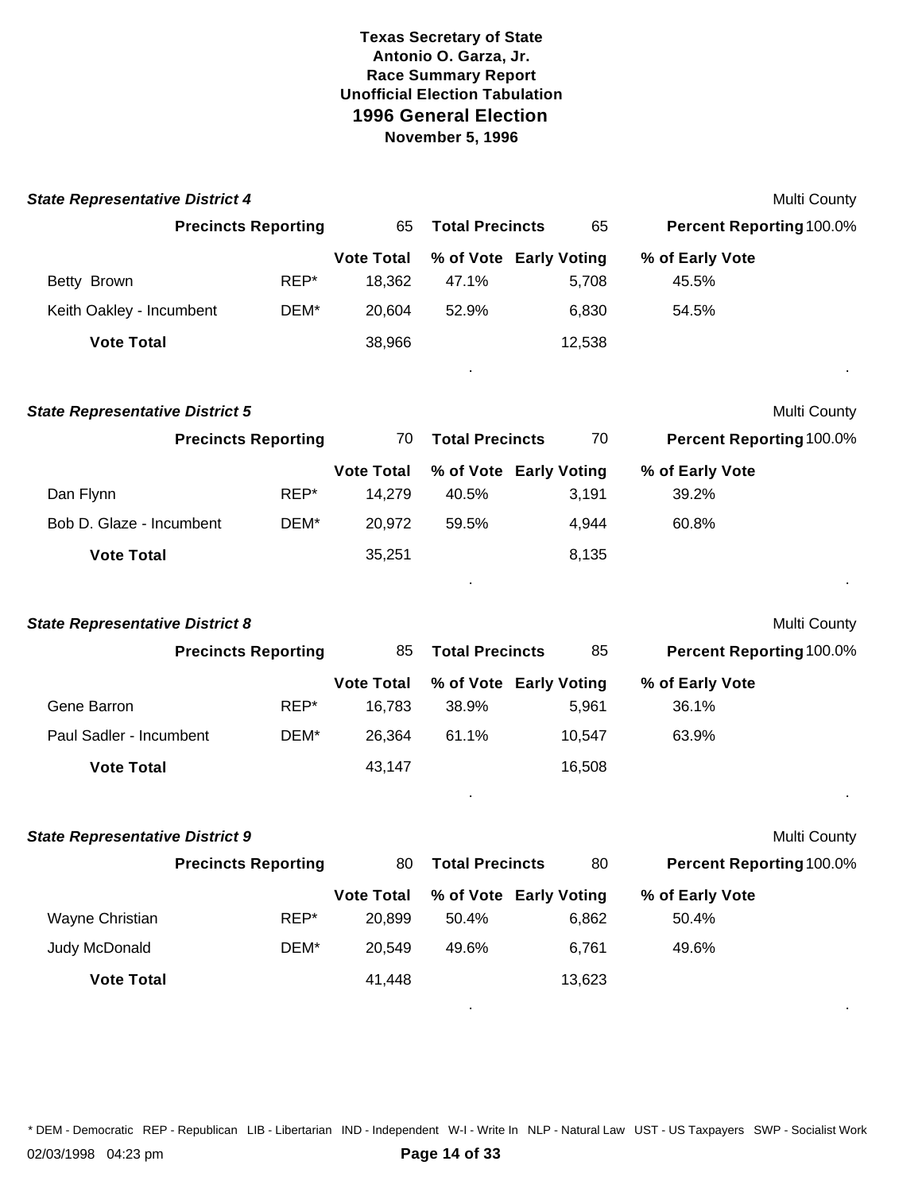**Texas Secretary of State**
**Antonio O. Garza, Jr.**
**Race Summary Report**
**Unofficial Election Tabulation**
# 1996 General Election
**November 5, 1996**

### State Representative District 4

Multi County

| Precincts Reporting | 65 | Total Precincts | 65 | Percent Reporting | 100.0% |
|---|---|---|---|---|---|

| | | Vote Total | % of Vote | Early Voting | % of Early Vote |
|---|---|---|---|---|---|
| Betty Brown | REP* | 18,362 | 47.1% | 5,708 | 45.5% |
| Keith Oakley - Incumbent | DEM* | 20,604 | 52.9% | 6,830 | 54.5% |
| **Vote Total** | | 38,966 | | 12,538 | |

### State Representative District 5

Multi County

| Precincts Reporting | 70 | Total Precincts | 70 | Percent Reporting | 100.0% |
|---|---|---|---|---|---|

| | | Vote Total | % of Vote | Early Voting | % of Early Vote |
|---|---|---|---|---|---|
| Dan Flynn | REP* | 14,279 | 40.5% | 3,191 | 39.2% |
| Bob D. Glaze - Incumbent | DEM* | 20,972 | 59.5% | 4,944 | 60.8% |
| **Vote Total** | | 35,251 | | 8,135 | |

### State Representative District 8

Multi County

| Precincts Reporting | 85 | Total Precincts | 85 | Percent Reporting | 100.0% |
|---|---|---|---|---|---|

| | | Vote Total | % of Vote | Early Voting | % of Early Vote |
|---|---|---|---|---|---|
| Gene Barron | REP* | 16,783 | 38.9% | 5,961 | 36.1% |
| Paul Sadler - Incumbent | DEM* | 26,364 | 61.1% | 10,547 | 63.9% |
| **Vote Total** | | 43,147 | | 16,508 | |

### State Representative District 9

Multi County

| Precincts Reporting | 80 | Total Precincts | 80 | Percent Reporting | 100.0% |
|---|---|---|---|---|---|

| | | Vote Total | % of Vote | Early Voting | % of Early Vote |
|---|---|---|---|---|---|
| Wayne Christian | REP* | 20,899 | 50.4% | 6,862 | 50.4% |
| Judy McDonald | DEM* | 20,549 | 49.6% | 6,761 | 49.6% |
| **Vote Total** | | 41,448 | | 13,623 | |

* DEM - Democratic REP - Republican LIB - Libertarian IND - Independent W-I - Write In NLP - Natural Law UST - US Taxpayers SWP - Socialist Work

02/03/1998 04:23 pm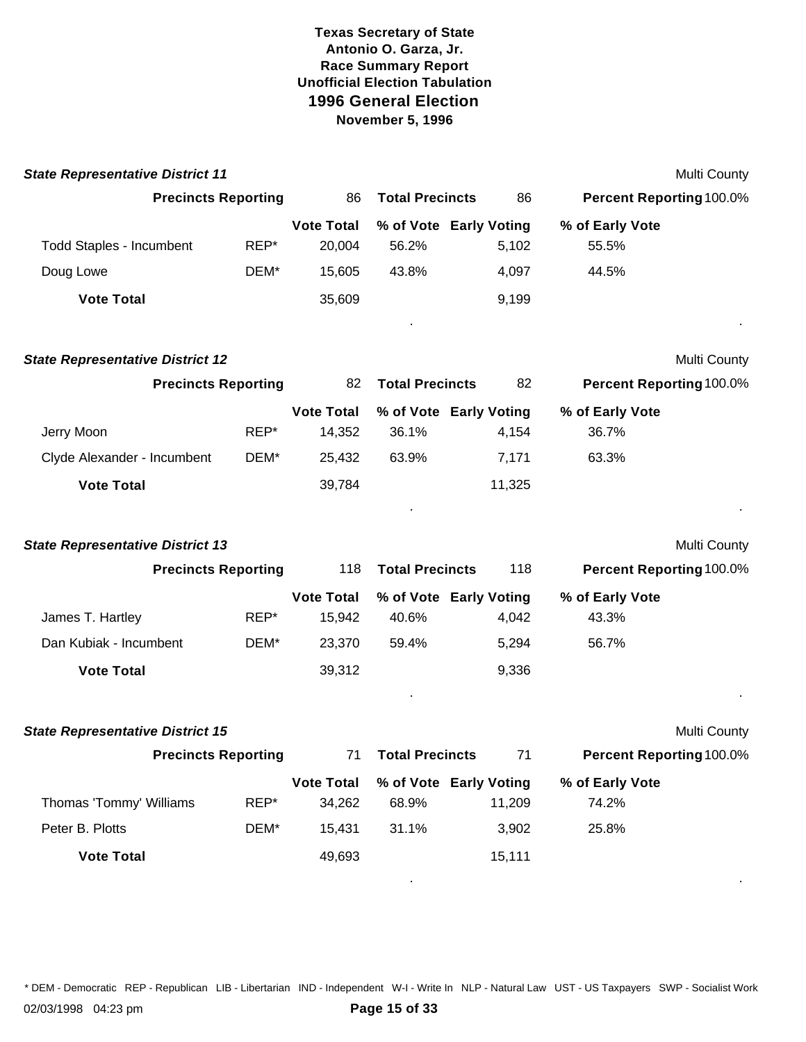# Texas Secretary of State
## Antonio O. Garza, Jr.
## Race Summary Report
## Unofficial Election Tabulation
## 1996 General Election
## November 5, 1996

### *State Representative District 11*

Multi County

**Precincts Reporting** 86 **Total Precincts** 86 **Percent Reporting** 100.0%

| | | Vote Total | % of Vote | Early Voting | % of Early Vote |
|---|---|---|---|---|---|
| Todd Staples - Incumbent | REP* | 20,004 | 56.2% | 5,102 | 55.5% |
| Doug Lowe | DEM* | 15,605 | 43.8% | 4,097 | 44.5% |
| **Vote Total** | | 35,609 | | 9,199 | |

### *State Representative District 12*

Multi County

**Precincts Reporting** 82 **Total Precincts** 82 **Percent Reporting** 100.0%

| | | Vote Total | % of Vote | Early Voting | % of Early Vote |
|---|---|---|---|---|---|
| Jerry Moon | REP* | 14,352 | 36.1% | 4,154 | 36.7% |
| Clyde Alexander - Incumbent | DEM* | 25,432 | 63.9% | 7,171 | 63.3% |
| **Vote Total** | | 39,784 | | 11,325 | |

### *State Representative District 13*

Multi County

**Precincts Reporting** 118 **Total Precincts** 118 **Percent Reporting** 100.0%

| | | Vote Total | % of Vote | Early Voting | % of Early Vote |
|---|---|---|---|---|---|
| James T. Hartley | REP* | 15,942 | 40.6% | 4,042 | 43.3% |
| Dan Kubiak - Incumbent | DEM* | 23,370 | 59.4% | 5,294 | 56.7% |
| **Vote Total** | | 39,312 | | 9,336 | |

### *State Representative District 15*

Multi County

**Precincts Reporting** 71 **Total Precincts** 71 **Percent Reporting** 100.0%

| | | Vote Total | % of Vote | Early Voting | % of Early Vote |
|---|---|---|---|---|---|
| Thomas 'Tommy' Williams | REP* | 34,262 | 68.9% | 11,209 | 74.2% |
| Peter B. Plotts | DEM* | 15,431 | 31.1% | 3,902 | 25.8% |
| **Vote Total** | | 49,693 | | 15,111 | |

* DEM - Democratic REP - Republican LIB - Libertarian IND - Independent W-I - Write In NLP - Natural Law UST - US Taxpayers SWP - Socialist Work

02/03/1998 04:23 pm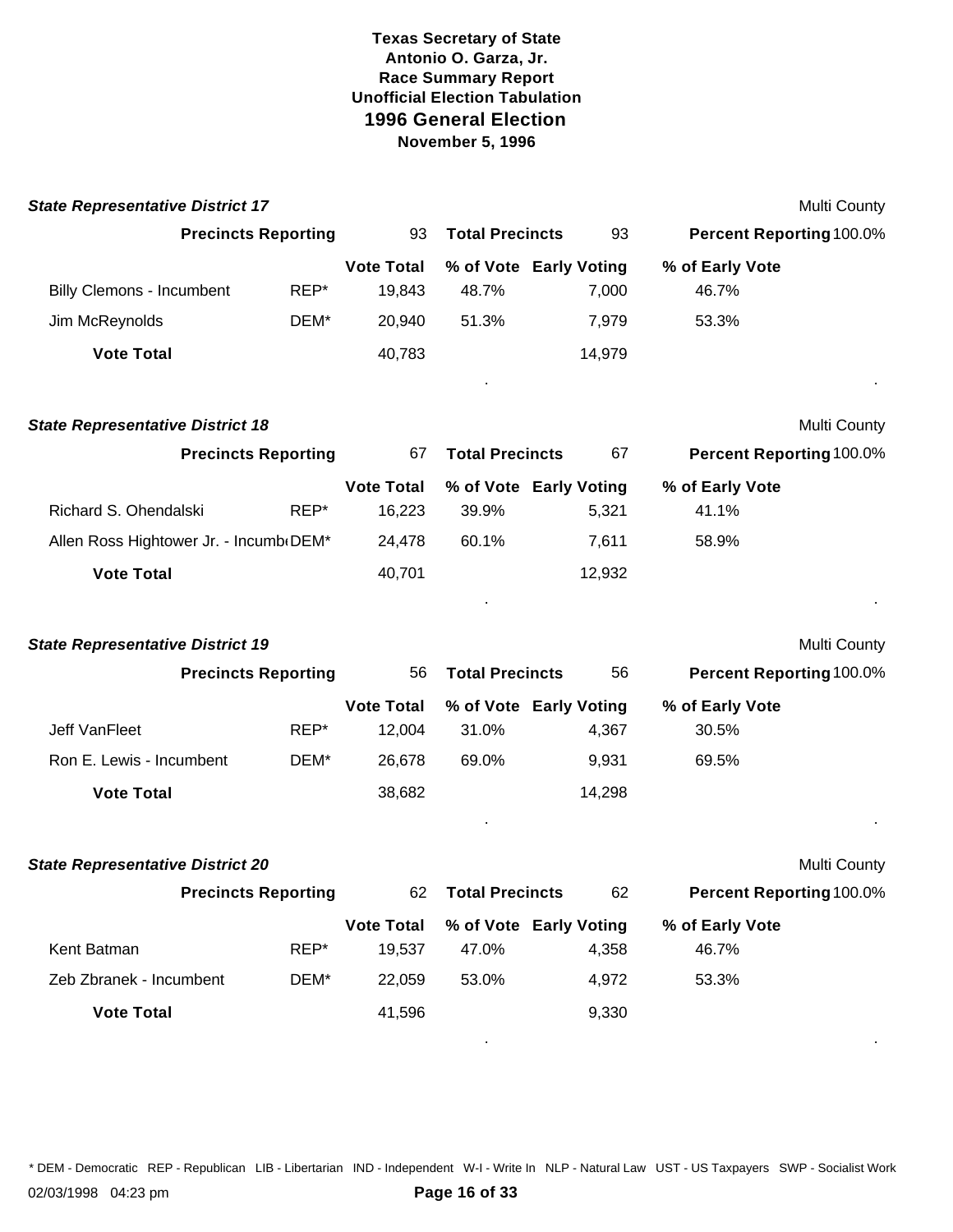**Texas Secretary of State**
**Antonio O. Garza, Jr.**
**Race Summary Report**
**Unofficial Election Tabulation**
## 1996 General Election
**November 5, 1996**

### *State Representative District 17*

Multi County

| Precincts Reporting | 93 | Total Precincts | 93 | Percent Reporting | 100.0% |
|---|---|---|---|---|---|

| | | Vote Total | % of Vote | Early Voting | % of Early Vote |
|---|---|---|---|---|---|
| Billy Clemons - Incumbent | REP* | 19,843 | 48.7% | 7,000 | 46.7% |
| Jim McReynolds | DEM* | 20,940 | 51.3% | 7,979 | 53.3% |
| **Vote Total** | | 40,783 | | 14,979 | |

### *State Representative District 18*

Multi County

| Precincts Reporting | 67 | Total Precincts | 67 | Percent Reporting | 100.0% |
|---|---|---|---|---|---|

| | | Vote Total | % of Vote | Early Voting | % of Early Vote |
|---|---|---|---|---|---|
| Richard S. Ohendalski | REP* | 16,223 | 39.9% | 5,321 | 41.1% |
| Allen Ross Hightower Jr. - Incumb | DEM* | 24,478 | 60.1% | 7,611 | 58.9% |
| **Vote Total** | | 40,701 | | 12,932 | |

### *State Representative District 19*

Multi County

| Precincts Reporting | 56 | Total Precincts | 56 | Percent Reporting | 100.0% |
|---|---|---|---|---|---|

| | | Vote Total | % of Vote | Early Voting | % of Early Vote |
|---|---|---|---|---|---|
| Jeff VanFleet | REP* | 12,004 | 31.0% | 4,367 | 30.5% |
| Ron E. Lewis - Incumbent | DEM* | 26,678 | 69.0% | 9,931 | 69.5% |
| **Vote Total** | | 38,682 | | 14,298 | |

### *State Representative District 20*

Multi County

| Precincts Reporting | 62 | Total Precincts | 62 | Percent Reporting | 100.0% |
|---|---|---|---|---|---|

| | | Vote Total | % of Vote | Early Voting | % of Early Vote |
|---|---|---|---|---|---|
| Kent Batman | REP* | 19,537 | 47.0% | 4,358 | 46.7% |
| Zeb Zbranek - Incumbent | DEM* | 22,059 | 53.0% | 4,972 | 53.3% |
| **Vote Total** | | 41,596 | | 9,330 | |

* DEM - Democratic REP - Republican LIB - Libertarian IND - Independent W-I - Write In NLP - Natural Law UST - US Taxpayers SWP - Socialist Work

02/03/1998 04:23 pm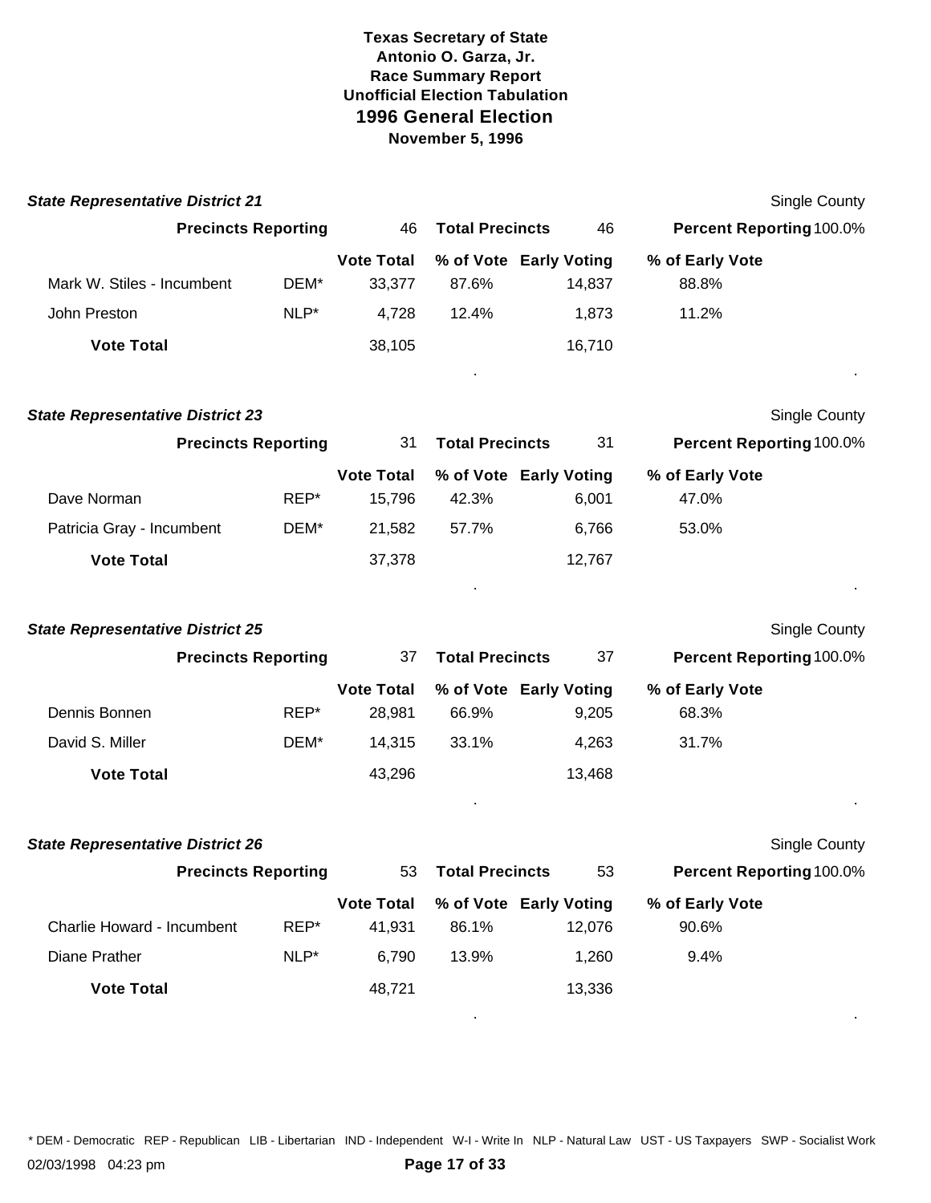**Texas Secretary of State**
**Antonio O. Garza, Jr.**
**Race Summary Report**
**Unofficial Election Tabulation**

# 1996 General Election

**November 5, 1996**

### *State Representative District 21*

Single County

**Precincts Reporting** 46 **Total Precincts** 46 **Percent Reporting** 100.0%

| | | Vote Total | % of Vote | Early Voting | % of Early Vote |
|---|---|---|---|---|---|
| Mark W. Stiles - Incumbent | DEM* | 33,377 | 87.6% | 14,837 | 88.8% |
| John Preston | NLP* | 4,728 | 12.4% | 1,873 | 11.2% |
| **Vote Total** | | 38,105 | | 16,710 | |

### *State Representative District 23*

Single County

**Precincts Reporting** 31 **Total Precincts** 31 **Percent Reporting** 100.0%

| | | Vote Total | % of Vote | Early Voting | % of Early Vote |
|---|---|---|---|---|---|
| Dave Norman | REP* | 15,796 | 42.3% | 6,001 | 47.0% |
| Patricia Gray - Incumbent | DEM* | 21,582 | 57.7% | 6,766 | 53.0% |
| **Vote Total** | | 37,378 | | 12,767 | |

### *State Representative District 25*

Single County

**Precincts Reporting** 37 **Total Precincts** 37 **Percent Reporting** 100.0%

| | | Vote Total | % of Vote | Early Voting | % of Early Vote |
|---|---|---|---|---|---|
| Dennis Bonnen | REP* | 28,981 | 66.9% | 9,205 | 68.3% |
| David S. Miller | DEM* | 14,315 | 33.1% | 4,263 | 31.7% |
| **Vote Total** | | 43,296 | | 13,468 | |

### *State Representative District 26*

Single County

**Precincts Reporting** 53 **Total Precincts** 53 **Percent Reporting** 100.0%

| | | Vote Total | % of Vote | Early Voting | % of Early Vote |
|---|---|---|---|---|---|
| Charlie Howard - Incumbent | REP* | 41,931 | 86.1% | 12,076 | 90.6% |
| Diane Prather | NLP* | 6,790 | 13.9% | 1,260 | 9.4% |
| **Vote Total** | | 48,721 | | 13,336 | |

* DEM - Democratic REP - Republican LIB - Libertarian IND - Independent W-I - Write In NLP - Natural Law UST - US Taxpayers SWP - Socialist Work

02/03/1998 04:23 pm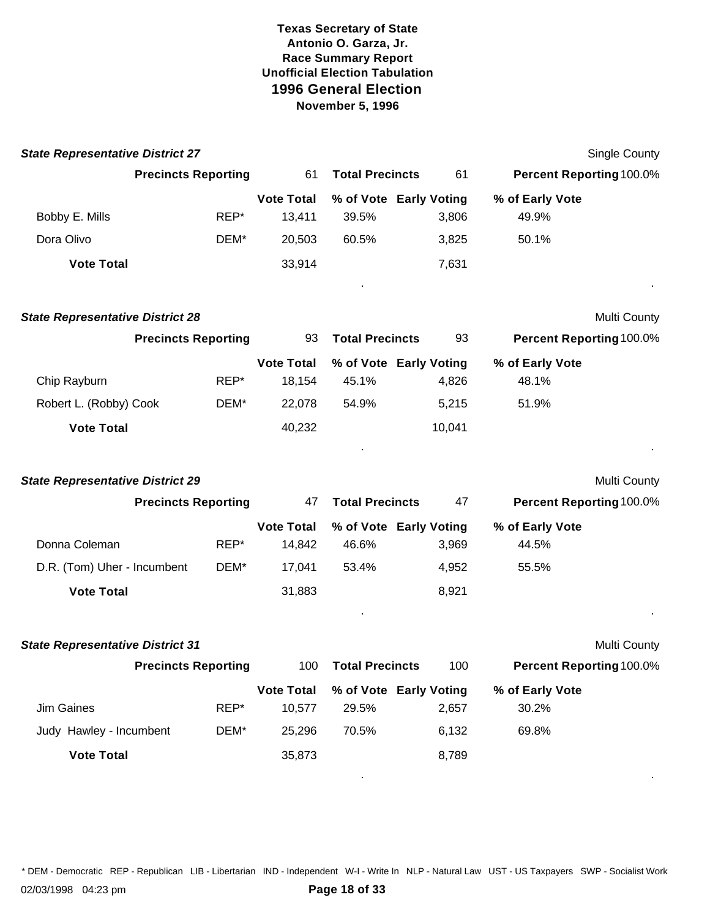**Texas Secretary of State**
**Antonio O. Garza, Jr.**
**Race Summary Report**
**Unofficial Election Tabulation**
**1996 General Election**
**November 5, 1996**

### *State Representative District 27*

Single County

**Precincts Reporting** 61 **Total Precincts** 61 **Percent Reporting** 100.0%

| | | Vote Total | % of Vote | Early Voting | % of Early Vote |
|---|---|---|---|---|---|
| Bobby E. Mills | REP* | 13,411 | 39.5% | 3,806 | 49.9% |
| Dora Olivo | DEM* | 20,503 | 60.5% | 3,825 | 50.1% |
| **Vote Total** | | 33,914 | | 7,631 | |

### *State Representative District 28*

Multi County

**Precincts Reporting** 93 **Total Precincts** 93 **Percent Reporting** 100.0%

| | | Vote Total | % of Vote | Early Voting | % of Early Vote |
|---|---|---|---|---|---|
| Chip Rayburn | REP* | 18,154 | 45.1% | 4,826 | 48.1% |
| Robert L. (Robby) Cook | DEM* | 22,078 | 54.9% | 5,215 | 51.9% |
| **Vote Total** | | 40,232 | | 10,041 | |

### *State Representative District 29*

Multi County

**Precincts Reporting** 47 **Total Precincts** 47 **Percent Reporting** 100.0%

| | | Vote Total | % of Vote | Early Voting | % of Early Vote |
|---|---|---|---|---|---|
| Donna Coleman | REP* | 14,842 | 46.6% | 3,969 | 44.5% |
| D.R. (Tom) Uher - Incumbent | DEM* | 17,041 | 53.4% | 4,952 | 55.5% |
| **Vote Total** | | 31,883 | | 8,921 | |

### *State Representative District 31*

Multi County

**Precincts Reporting** 100 **Total Precincts** 100 **Percent Reporting** 100.0%

| | | Vote Total | % of Vote | Early Voting | % of Early Vote |
|---|---|---|---|---|---|
| Jim Gaines | REP* | 10,577 | 29.5% | 2,657 | 30.2% |
| Judy Hawley - Incumbent | DEM* | 25,296 | 70.5% | 6,132 | 69.8% |
| **Vote Total** | | 35,873 | | 8,789 | |

* DEM - Democratic REP - Republican LIB - Libertarian IND - Independent W-I - Write In NLP - Natural Law UST - US Taxpayers SWP - Socialist Work

02/03/1998 04:23 pm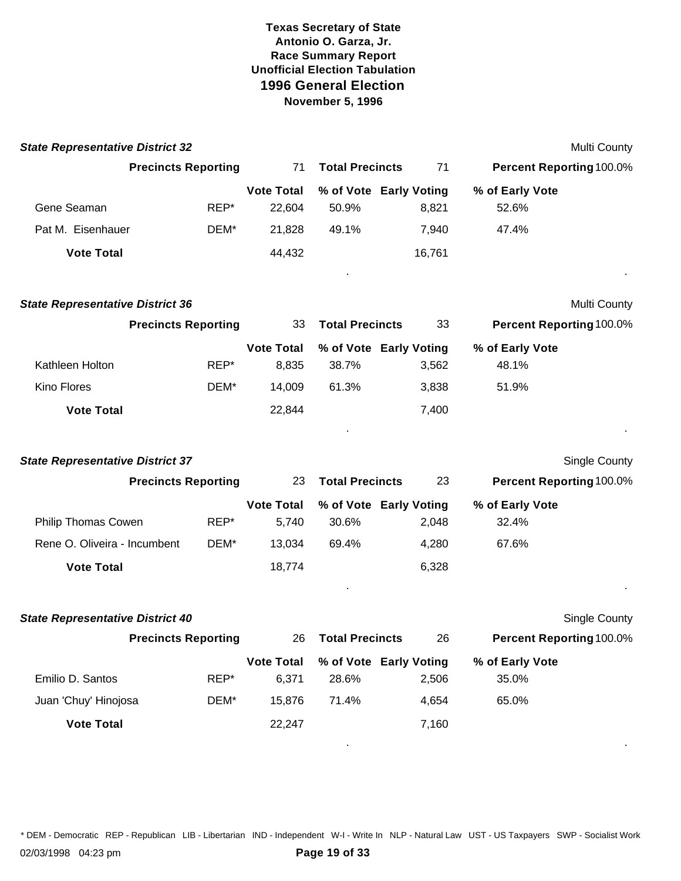**Texas Secretary of State**
**Antonio O. Garza, Jr.**
**Race Summary Report**
**Unofficial Election Tabulation**
# 1996 General Election
**November 5, 1996**

### *State Representative District 32*

Multi County

| Precincts Reporting | 71 | Total Precincts | 71 | Percent Reporting | 100.0% |
|---|---|---|---|---|---|

| | | Vote Total | % of Vote | Early Voting | % of Early Vote |
|---|---|---|---|---|---|
| Gene Seaman | REP* | 22,604 | 50.9% | 8,821 | 52.6% |
| Pat M. Eisenhauer | DEM* | 21,828 | 49.1% | 7,940 | 47.4% |
| **Vote Total** | | 44,432 | | 16,761 | |

### *State Representative District 36*

Multi County

| Precincts Reporting | 33 | Total Precincts | 33 | Percent Reporting | 100.0% |
|---|---|---|---|---|---|

| | | Vote Total | % of Vote | Early Voting | % of Early Vote |
|---|---|---|---|---|---|
| Kathleen Holton | REP* | 8,835 | 38.7% | 3,562 | 48.1% |
| Kino Flores | DEM* | 14,009 | 61.3% | 3,838 | 51.9% |
| **Vote Total** | | 22,844 | | 7,400 | |

### *State Representative District 37*

Single County

| Precincts Reporting | 23 | Total Precincts | 23 | Percent Reporting | 100.0% |
|---|---|---|---|---|---|

| | | Vote Total | % of Vote | Early Voting | % of Early Vote |
|---|---|---|---|---|---|
| Philip Thomas Cowen | REP* | 5,740 | 30.6% | 2,048 | 32.4% |
| Rene O. Oliveira - Incumbent | DEM* | 13,034 | 69.4% | 4,280 | 67.6% |
| **Vote Total** | | 18,774 | | 6,328 | |

### *State Representative District 40*

Single County

| Precincts Reporting | 26 | Total Precincts | 26 | Percent Reporting | 100.0% |
|---|---|---|---|---|---|

| | | Vote Total | % of Vote | Early Voting | % of Early Vote |
|---|---|---|---|---|---|
| Emilio D. Santos | REP* | 6,371 | 28.6% | 2,506 | 35.0% |
| Juan 'Chuy' Hinojosa | DEM* | 15,876 | 71.4% | 4,654 | 65.0% |
| **Vote Total** | | 22,247 | | 7,160 | |

* DEM - Democratic REP - Republican LIB - Libertarian IND - Independent W-I - Write In NLP - Natural Law UST - US Taxpayers SWP - Socialist Work

02/03/1998 04:23 pm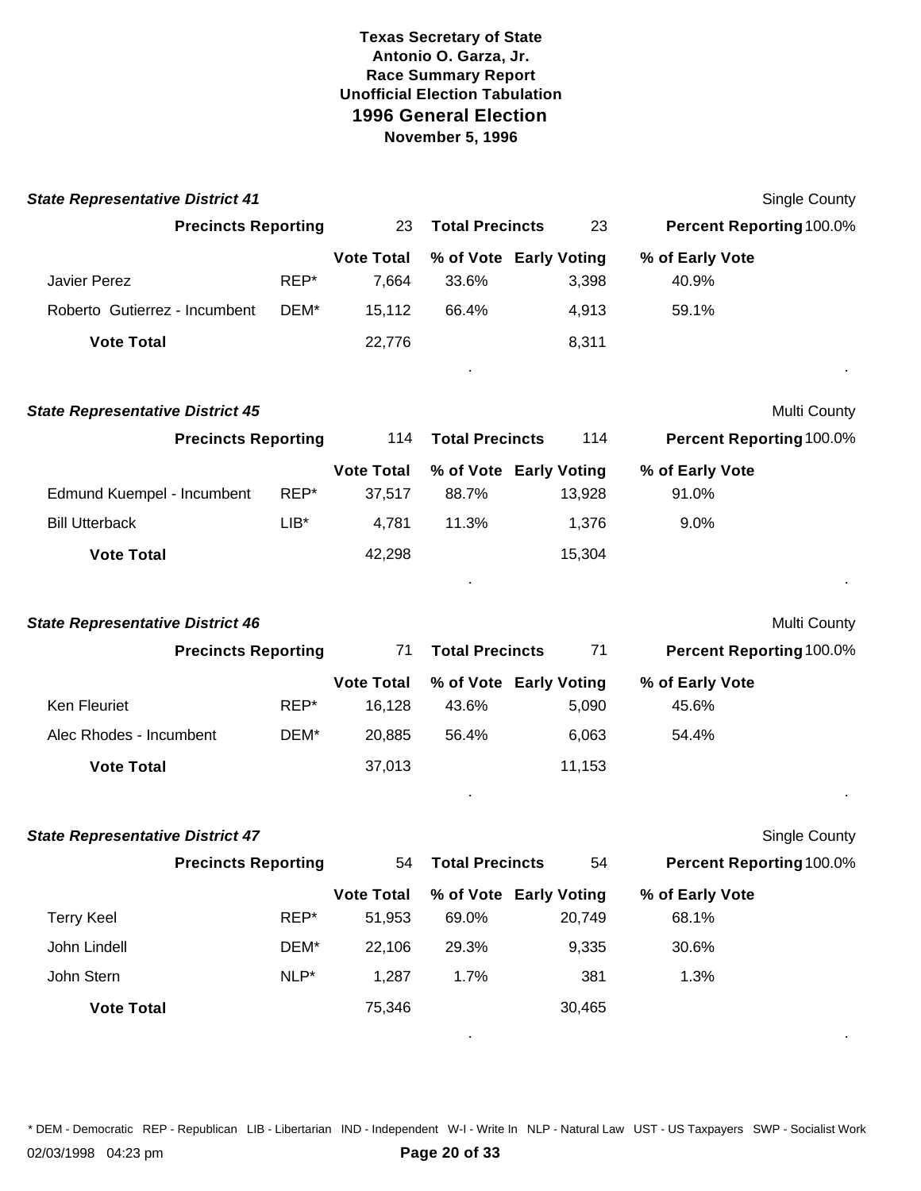**Texas Secretary of State**
**Antonio O. Garza, Jr.**
**Race Summary Report**
**Unofficial Election Tabulation**

# 1996 General Election

**November 5, 1996**

### *State Representative District 41*

Single County

| Precincts Reporting | 23 | Total Precincts | 23 | Percent Reporting 100.0% |
|---|---|---|---|---|

| | | Vote Total | % of Vote | Early Voting | % of Early Vote |
|---|---|---|---|---|---|
| Javier Perez | REP* | 7,664 | 33.6% | 3,398 | 40.9% |
| Roberto Gutierrez - Incumbent | DEM* | 15,112 | 66.4% | 4,913 | 59.1% |
| **Vote Total** | | 22,776 | | 8,311 | |

### *State Representative District 45*

Multi County

| Precincts Reporting | 114 | Total Precincts | 114 | Percent Reporting 100.0% |
|---|---|---|---|---|

| | | Vote Total | % of Vote | Early Voting | % of Early Vote |
|---|---|---|---|---|---|
| Edmund Kuempel - Incumbent | REP* | 37,517 | 88.7% | 13,928 | 91.0% |
| Bill Utterback | LIB* | 4,781 | 11.3% | 1,376 | 9.0% |
| **Vote Total** | | 42,298 | | 15,304 | |

### *State Representative District 46*

Multi County

| Precincts Reporting | 71 | Total Precincts | 71 | Percent Reporting 100.0% |
|---|---|---|---|---|

| | | Vote Total | % of Vote | Early Voting | % of Early Vote |
|---|---|---|---|---|---|
| Ken Fleuriet | REP* | 16,128 | 43.6% | 5,090 | 45.6% |
| Alec Rhodes - Incumbent | DEM* | 20,885 | 56.4% | 6,063 | 54.4% |
| **Vote Total** | | 37,013 | | 11,153 | |

### *State Representative District 47*

Single County

| Precincts Reporting | 54 | Total Precincts | 54 | Percent Reporting 100.0% |
|---|---|---|---|---|

| | | Vote Total | % of Vote | Early Voting | % of Early Vote |
|---|---|---|---|---|---|
| Terry Keel | REP* | 51,953 | 69.0% | 20,749 | 68.1% |
| John Lindell | DEM* | 22,106 | 29.3% | 9,335 | 30.6% |
| John Stern | NLP* | 1,287 | 1.7% | 381 | 1.3% |
| **Vote Total** | | 75,346 | | 30,465 | |

* DEM - Democratic REP - Republican LIB - Libertarian IND - Independent W-I - Write In NLP - Natural Law UST - US Taxpayers SWP - Socialist Work

02/03/1998 04:23 pm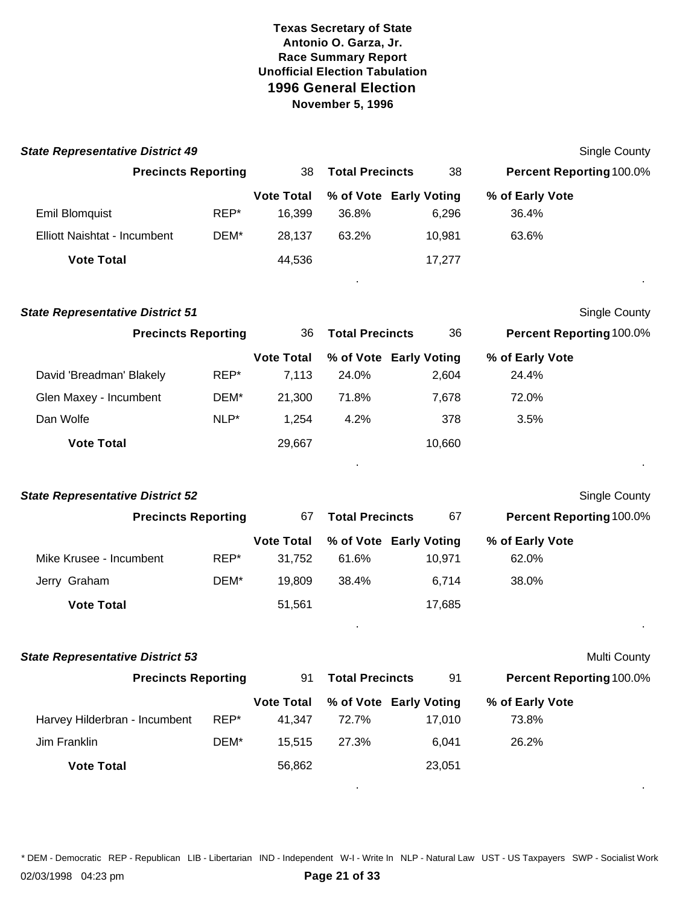**Texas Secretary of State**
**Antonio O. Garza, Jr.**
**Race Summary Report**
**Unofficial Election Tabulation**
**1996 General Election**
**November 5, 1996**

### State Representative District 49

Single County

| Precincts Reporting | 38 | Total Precincts | 38 | Percent Reporting 100.0% |
|---|---|---|---|---|

| | | Vote Total | % of Vote | Early Voting | % of Early Vote |
|---|---|---|---|---|---|
| Emil Blomquist | REP* | 16,399 | 36.8% | 6,296 | 36.4% |
| Elliott Naishtat - Incumbent | DEM* | 28,137 | 63.2% | 10,981 | 63.6% |
| **Vote Total** | | 44,536 | | 17,277 | |

### State Representative District 51

Single County

| Precincts Reporting | 36 | Total Precincts | 36 | Percent Reporting 100.0% |
|---|---|---|---|---|

| | | Vote Total | % of Vote | Early Voting | % of Early Vote |
|---|---|---|---|---|---|
| David 'Breadman' Blakely | REP* | 7,113 | 24.0% | 2,604 | 24.4% |
| Glen Maxey - Incumbent | DEM* | 21,300 | 71.8% | 7,678 | 72.0% |
| Dan Wolfe | NLP* | 1,254 | 4.2% | 378 | 3.5% |
| **Vote Total** | | 29,667 | | 10,660 | |

### State Representative District 52

Single County

| Precincts Reporting | 67 | Total Precincts | 67 | Percent Reporting 100.0% |
|---|---|---|---|---|

| | | Vote Total | % of Vote | Early Voting | % of Early Vote |
|---|---|---|---|---|---|
| Mike Krusee - Incumbent | REP* | 31,752 | 61.6% | 10,971 | 62.0% |
| Jerry Graham | DEM* | 19,809 | 38.4% | 6,714 | 38.0% |
| **Vote Total** | | 51,561 | | 17,685 | |

### State Representative District 53

Multi County

| Precincts Reporting | 91 | Total Precincts | 91 | Percent Reporting 100.0% |
|---|---|---|---|---|

| | | Vote Total | % of Vote | Early Voting | % of Early Vote |
|---|---|---|---|---|---|
| Harvey Hilderbran - Incumbent | REP* | 41,347 | 72.7% | 17,010 | 73.8% |
| Jim Franklin | DEM* | 15,515 | 27.3% | 6,041 | 26.2% |
| **Vote Total** | | 56,862 | | 23,051 | |

* DEM - Democratic REP - Republican LIB - Libertarian IND - Independent W-I - Write In NLP - Natural Law UST - US Taxpayers SWP - Socialist Work

02/03/1998 04:23 pm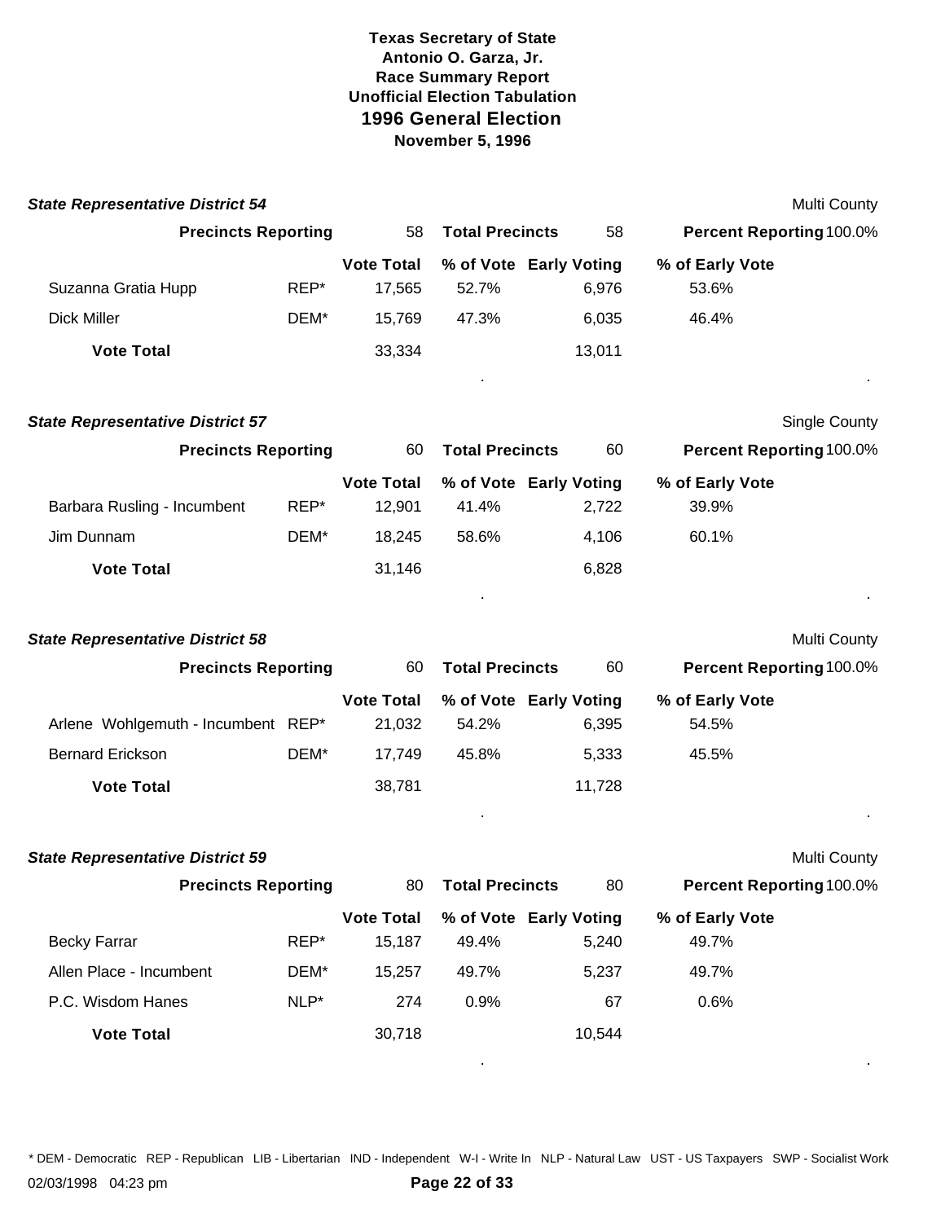**Texas Secretary of State**
**Antonio O. Garza, Jr.**
**Race Summary Report**
**Unofficial Election Tabulation**
**1996 General Election**
**November 5, 1996**

### State Representative District 54

Multi County

| Precincts Reporting | 58 | Total Precincts | 58 | Percent Reporting | 100.0% |
|---|---|---|---|---|---|

| Candidate | Party | Vote Total | % of Vote | Early Voting | % of Early Vote |
|---|---|---|---|---|---|
| Suzanna Gratia Hupp | REP* | 17,565 | 52.7% | 6,976 | 53.6% |
| Dick Miller | DEM* | 15,769 | 47.3% | 6,035 | 46.4% |
| **Vote Total** | | 33,334 | | 13,011 | |

### State Representative District 57

Single County

| Precincts Reporting | 60 | Total Precincts | 60 | Percent Reporting | 100.0% |
|---|---|---|---|---|---|

| Candidate | Party | Vote Total | % of Vote | Early Voting | % of Early Vote |
|---|---|---|---|---|---|
| Barbara Rusling - Incumbent | REP* | 12,901 | 41.4% | 2,722 | 39.9% |
| Jim Dunnam | DEM* | 18,245 | 58.6% | 4,106 | 60.1% |
| **Vote Total** | | 31,146 | | 6,828 | |

### State Representative District 58

Multi County

| Precincts Reporting | 60 | Total Precincts | 60 | Percent Reporting | 100.0% |
|---|---|---|---|---|---|

| Candidate | Party | Vote Total | % of Vote | Early Voting | % of Early Vote |
|---|---|---|---|---|---|
| Arlene Wohlgemuth - Incumbent | REP* | 21,032 | 54.2% | 6,395 | 54.5% |
| Bernard Erickson | DEM* | 17,749 | 45.8% | 5,333 | 45.5% |
| **Vote Total** | | 38,781 | | 11,728 | |

### State Representative District 59

Multi County

| Precincts Reporting | 80 | Total Precincts | 80 | Percent Reporting | 100.0% |
|---|---|---|---|---|---|

| Candidate | Party | Vote Total | % of Vote | Early Voting | % of Early Vote |
|---|---|---|---|---|---|
| Becky Farrar | REP* | 15,187 | 49.4% | 5,240 | 49.7% |
| Allen Place - Incumbent | DEM* | 15,257 | 49.7% | 5,237 | 49.7% |
| P.C. Wisdom Hanes | NLP* | 274 | 0.9% | 67 | 0.6% |
| **Vote Total** | | 30,718 | | 10,544 | |

* DEM - Democratic REP - Republican LIB - Libertarian IND - Independent W-I - Write In NLP - Natural Law UST - US Taxpayers SWP - Socialist Work

02/03/1998 04:23 pm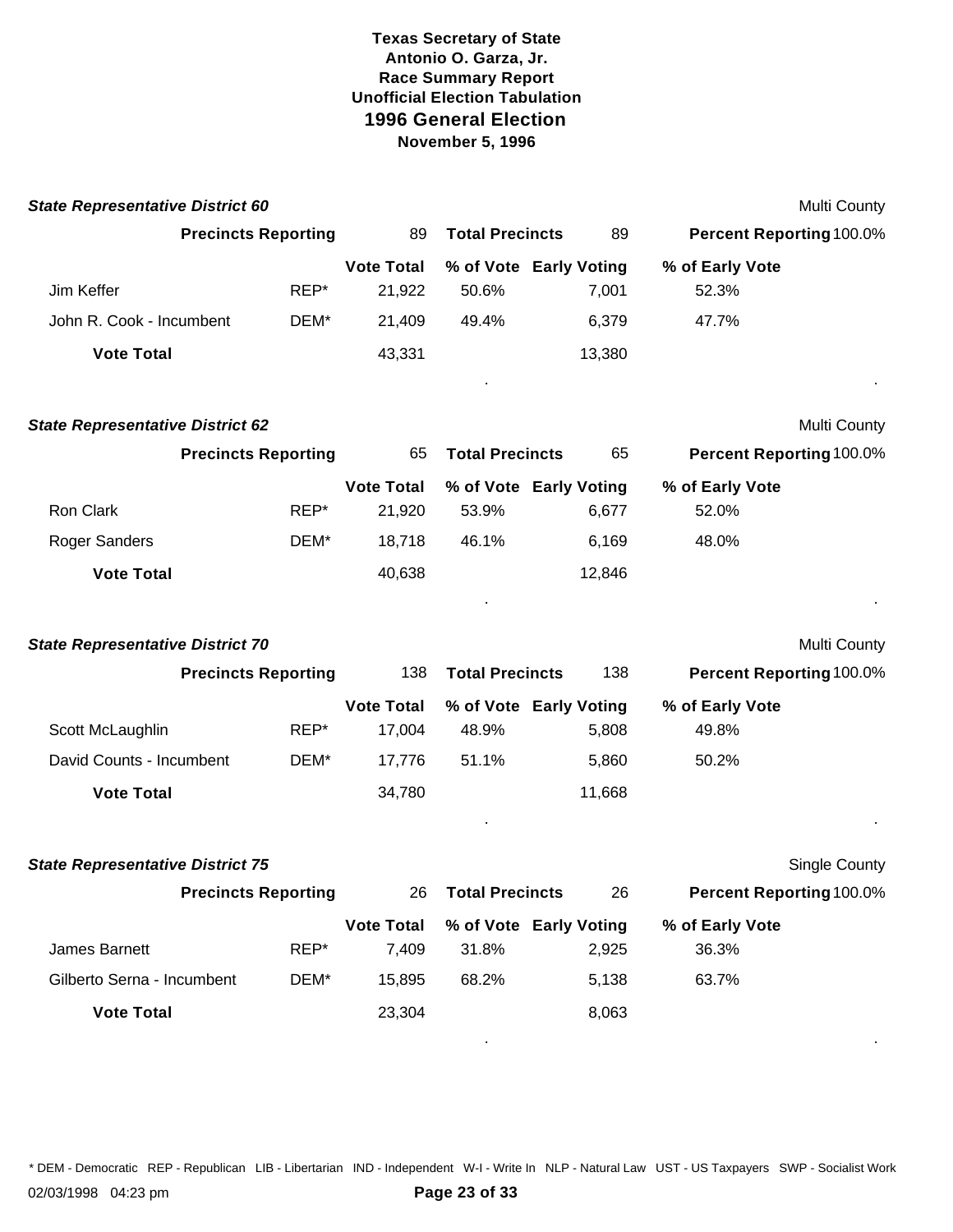**Texas Secretary of State**
**Antonio O. Garza, Jr.**
**Race Summary Report**
**Unofficial Election Tabulation**
## 1996 General Election
**November 5, 1996**

### *State Representative District 60*

Multi County

| Precincts Reporting | 89 | Total Precincts | 89 | Percent Reporting 100.0% |
|---|---|---|---|---|

| Candidate | Party | Vote Total | % of Vote | Early Voting | % of Early Vote |
|---|---|---|---|---|---|
| Jim Keffer | REP* | 21,922 | 50.6% | 7,001 | 52.3% |
| John R. Cook - Incumbent | DEM* | 21,409 | 49.4% | 6,379 | 47.7% |
| **Vote Total** | | 43,331 | | 13,380 | |

### *State Representative District 62*

Multi County

| Precincts Reporting | 65 | Total Precincts | 65 | Percent Reporting 100.0% |
|---|---|---|---|---|

| Candidate | Party | Vote Total | % of Vote | Early Voting | % of Early Vote |
|---|---|---|---|---|---|
| Ron Clark | REP* | 21,920 | 53.9% | 6,677 | 52.0% |
| Roger Sanders | DEM* | 18,718 | 46.1% | 6,169 | 48.0% |
| **Vote Total** | | 40,638 | | 12,846 | |

### *State Representative District 70*

Multi County

| Precincts Reporting | 138 | Total Precincts | 138 | Percent Reporting 100.0% |
|---|---|---|---|---|

| Candidate | Party | Vote Total | % of Vote | Early Voting | % of Early Vote |
|---|---|---|---|---|---|
| Scott McLaughlin | REP* | 17,004 | 48.9% | 5,808 | 49.8% |
| David Counts - Incumbent | DEM* | 17,776 | 51.1% | 5,860 | 50.2% |
| **Vote Total** | | 34,780 | | 11,668 | |

### *State Representative District 75*

Single County

| Precincts Reporting | 26 | Total Precincts | 26 | Percent Reporting 100.0% |
|---|---|---|---|---|

| Candidate | Party | Vote Total | % of Vote | Early Voting | % of Early Vote |
|---|---|---|---|---|---|
| James Barnett | REP* | 7,409 | 31.8% | 2,925 | 36.3% |
| Gilberto Serna - Incumbent | DEM* | 15,895 | 68.2% | 5,138 | 63.7% |
| **Vote Total** | | 23,304 | | 8,063 | |

* DEM - Democratic REP - Republican LIB - Libertarian IND - Independent W-I - Write In NLP - Natural Law UST - US Taxpayers SWP - Socialist Work

02/03/1998 04:23 pm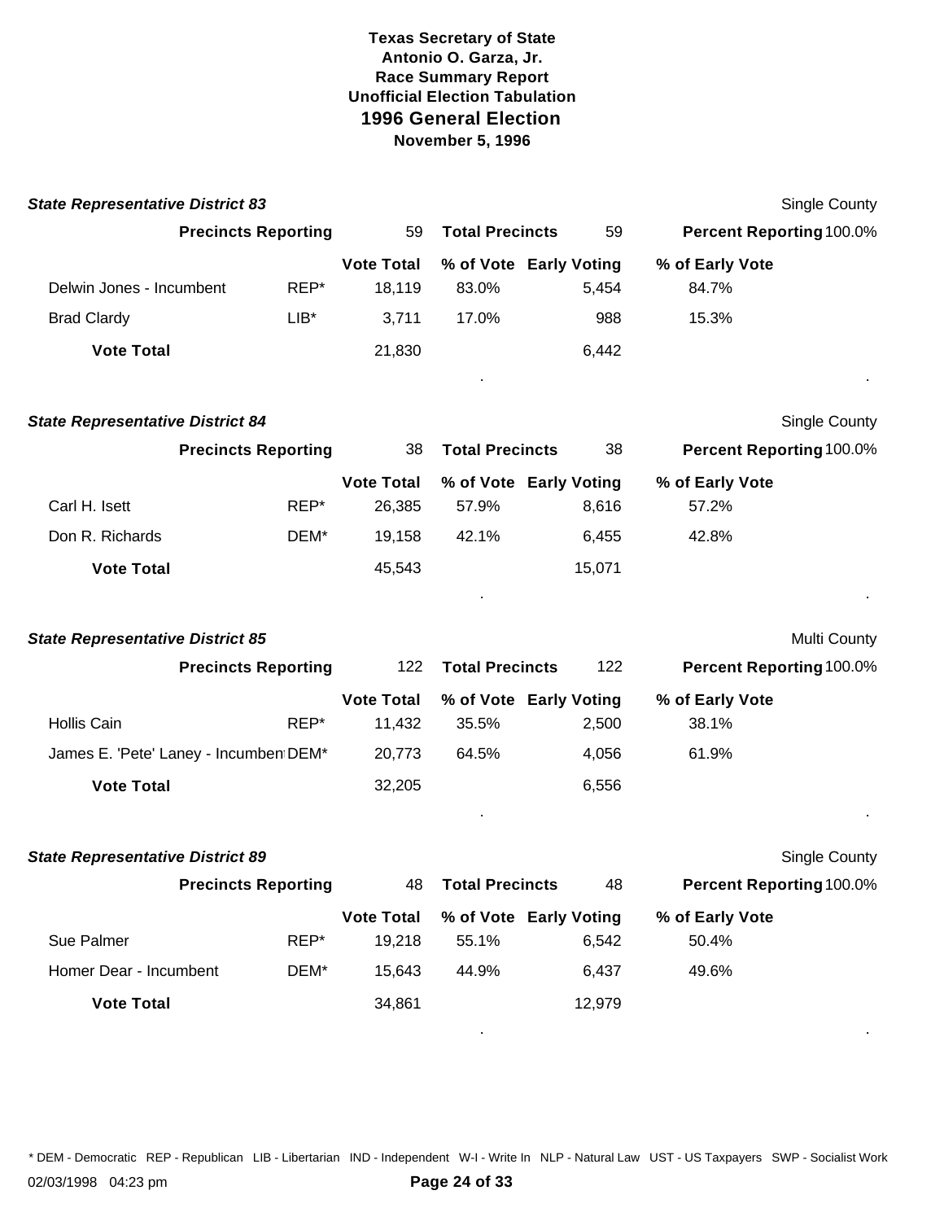**Texas Secretary of State**
**Antonio O. Garza, Jr.**
**Race Summary Report**
**Unofficial Election Tabulation**
## 1996 General Election
**November 5, 1996**

### *State Representative District 83*

Single County

| Precincts Reporting | | 59 | Total Precincts | 59 | Percent Reporting 100.0% |
|---|---|---|---|---|---|
| | | **Vote Total** | **% of Vote** | **Early Voting** | **% of Early Vote** |
| Delwin Jones - Incumbent | REP* | 18,119 | 83.0% | 5,454 | 84.7% |
| Brad Clardy | LIB* | 3,711 | 17.0% | 988 | 15.3% |
| **Vote Total** | | 21,830 | | 6,442 | |

### *State Representative District 84*

Single County

| Precincts Reporting | | 38 | Total Precincts | 38 | Percent Reporting 100.0% |
|---|---|---|---|---|---|
| | | **Vote Total** | **% of Vote** | **Early Voting** | **% of Early Vote** |
| Carl H. Isett | REP* | 26,385 | 57.9% | 8,616 | 57.2% |
| Don R. Richards | DEM* | 19,158 | 42.1% | 6,455 | 42.8% |
| **Vote Total** | | 45,543 | | 15,071 | |

### *State Representative District 85*

Multi County

| Precincts Reporting | | 122 | Total Precincts | 122 | Percent Reporting 100.0% |
|---|---|---|---|---|---|
| | | **Vote Total** | **% of Vote** | **Early Voting** | **% of Early Vote** |
| Hollis Cain | REP* | 11,432 | 35.5% | 2,500 | 38.1% |
| James E. 'Pete' Laney - Incumbent | DEM* | 20,773 | 64.5% | 4,056 | 61.9% |
| **Vote Total** | | 32,205 | | 6,556 | |

### *State Representative District 89*

Single County

| Precincts Reporting | | 48 | Total Precincts | 48 | Percent Reporting 100.0% |
|---|---|---|---|---|---|
| | | **Vote Total** | **% of Vote** | **Early Voting** | **% of Early Vote** |
| Sue Palmer | REP* | 19,218 | 55.1% | 6,542 | 50.4% |
| Homer Dear - Incumbent | DEM* | 15,643 | 44.9% | 6,437 | 49.6% |
| **Vote Total** | | 34,861 | | 12,979 | |

* DEM - Democratic REP - Republican LIB - Libertarian IND - Independent W-I - Write In NLP - Natural Law UST - US Taxpayers SWP - Socialist Work

02/03/1998 04:23 pm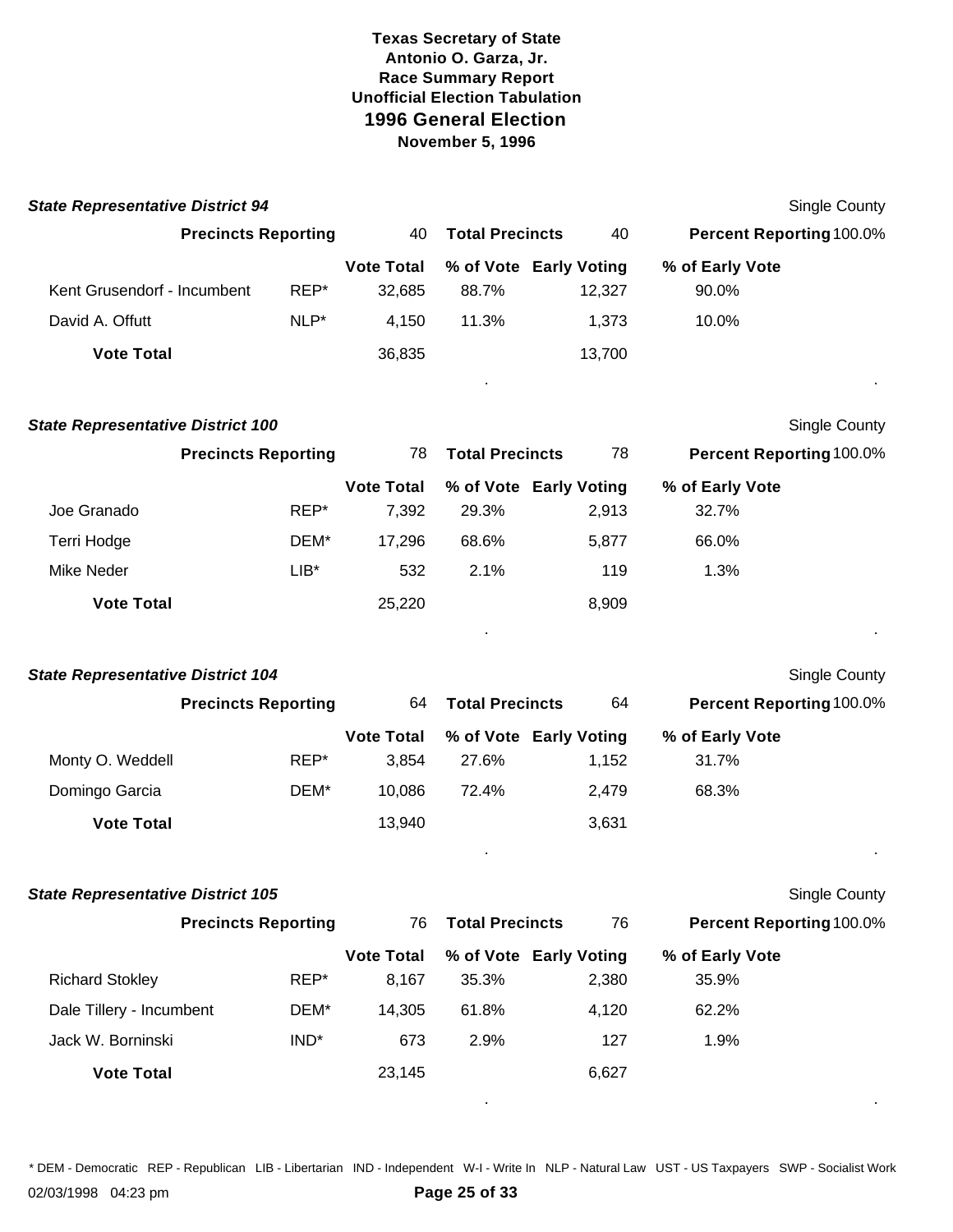**Texas Secretary of State**
**Antonio O. Garza, Jr.**
**Race Summary Report**
**Unofficial Election Tabulation**
## 1996 General Election
**November 5, 1996**

### *State Representative District 94*

Single County

**Precincts Reporting** 40 **Total Precincts** 40 **Percent Reporting** 100.0%

| | | Vote Total | % of Vote | Early Voting | % of Early Vote |
|---|---|---|---|---|---|
| Kent Grusendorf - Incumbent | REP* | 32,685 | 88.7% | 12,327 | 90.0% |
| David A. Offutt | NLP* | 4,150 | 11.3% | 1,373 | 10.0% |
| **Vote Total** | | 36,835 | | 13,700 | |

### *State Representative District 100*

Single County

**Precincts Reporting** 78 **Total Precincts** 78 **Percent Reporting** 100.0%

| | | Vote Total | % of Vote | Early Voting | % of Early Vote |
|---|---|---|---|---|---|
| Joe Granado | REP* | 7,392 | 29.3% | 2,913 | 32.7% |
| Terri Hodge | DEM* | 17,296 | 68.6% | 5,877 | 66.0% |
| Mike Neder | LIB* | 532 | 2.1% | 119 | 1.3% |
| **Vote Total** | | 25,220 | | 8,909 | |

### *State Representative District 104*

Single County

**Precincts Reporting** 64 **Total Precincts** 64 **Percent Reporting** 100.0%

| | | Vote Total | % of Vote | Early Voting | % of Early Vote |
|---|---|---|---|---|---|
| Monty O. Weddell | REP* | 3,854 | 27.6% | 1,152 | 31.7% |
| Domingo Garcia | DEM* | 10,086 | 72.4% | 2,479 | 68.3% |
| **Vote Total** | | 13,940 | | 3,631 | |

### *State Representative District 105*

Single County

**Precincts Reporting** 76 **Total Precincts** 76 **Percent Reporting** 100.0%

| | | Vote Total | % of Vote | Early Voting | % of Early Vote |
|---|---|---|---|---|---|
| Richard Stokley | REP* | 8,167 | 35.3% | 2,380 | 35.9% |
| Dale Tillery - Incumbent | DEM* | 14,305 | 61.8% | 4,120 | 62.2% |
| Jack W. Borninski | IND* | 673 | 2.9% | 127 | 1.9% |
| **Vote Total** | | 23,145 | | 6,627 | |

\* DEM - Democratic REP - Republican LIB - Libertarian IND - Independent W-I - Write In NLP - Natural Law UST - US Taxpayers SWP - Socialist Work

02/03/1998 04:23 pm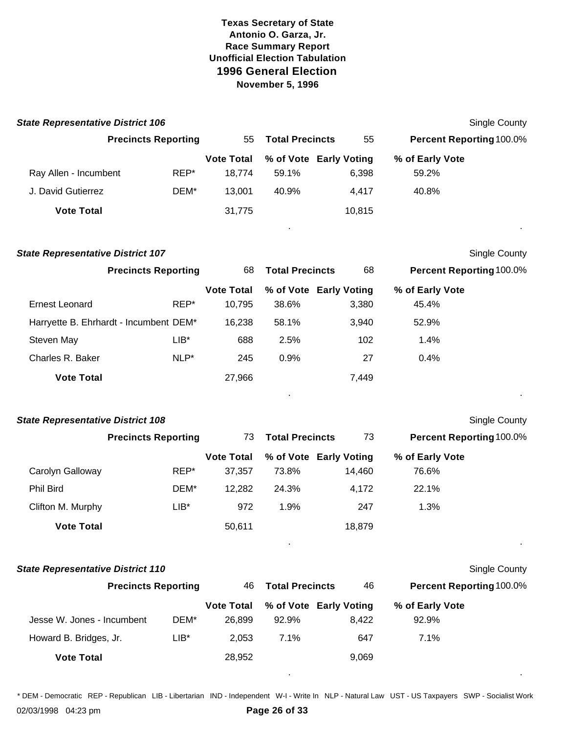**Texas Secretary of State**
**Antonio O. Garza, Jr.**
**Race Summary Report**
**Unofficial Election Tabulation**

## 1996 General Election

**November 5, 1996**

### State Representative District 106

Single County

| Precincts Reporting | 55 | Total Precincts | 55 | Percent Reporting 100.0% |
|---|---|---|---|---|

| | | Vote Total | % of Vote | Early Voting | % of Early Vote |
|---|---|---|---|---|---|
| Ray Allen - Incumbent | REP* | 18,774 | 59.1% | 6,398 | 59.2% |
| J. David Gutierrez | DEM* | 13,001 | 40.9% | 4,417 | 40.8% |
| **Vote Total** | | 31,775 | | 10,815 | |

### State Representative District 107

Single County

| Precincts Reporting | 68 | Total Precincts | 68 | Percent Reporting 100.0% |
|---|---|---|---|---|

| | | Vote Total | % of Vote | Early Voting | % of Early Vote |
|---|---|---|---|---|---|
| Ernest Leonard | REP* | 10,795 | 38.6% | 3,380 | 45.4% |
| Harryette B. Ehrhardt - Incumbent | DEM* | 16,238 | 58.1% | 3,940 | 52.9% |
| Steven May | LIB* | 688 | 2.5% | 102 | 1.4% |
| Charles R. Baker | NLP* | 245 | 0.9% | 27 | 0.4% |
| **Vote Total** | | 27,966 | | 7,449 | |

### State Representative District 108

Single County

| Precincts Reporting | 73 | Total Precincts | 73 | Percent Reporting 100.0% |
|---|---|---|---|---|

| | | Vote Total | % of Vote | Early Voting | % of Early Vote |
|---|---|---|---|---|---|
| Carolyn Galloway | REP* | 37,357 | 73.8% | 14,460 | 76.6% |
| Phil Bird | DEM* | 12,282 | 24.3% | 4,172 | 22.1% |
| Clifton M. Murphy | LIB* | 972 | 1.9% | 247 | 1.3% |
| **Vote Total** | | 50,611 | | 18,879 | |

### State Representative District 110

Single County

| Precincts Reporting | 46 | Total Precincts | 46 | Percent Reporting 100.0% |
|---|---|---|---|---|

| | | Vote Total | % of Vote | Early Voting | % of Early Vote |
|---|---|---|---|---|---|
| Jesse W. Jones - Incumbent | DEM* | 26,899 | 92.9% | 8,422 | 92.9% |
| Howard B. Bridges, Jr. | LIB* | 2,053 | 7.1% | 647 | 7.1% |
| **Vote Total** | | 28,952 | | 9,069 | |

* DEM - Democratic REP - Republican LIB - Libertarian IND - Independent W-I - Write In NLP - Natural Law UST - US Taxpayers SWP - Socialist Work

02/03/1998 04:23 pm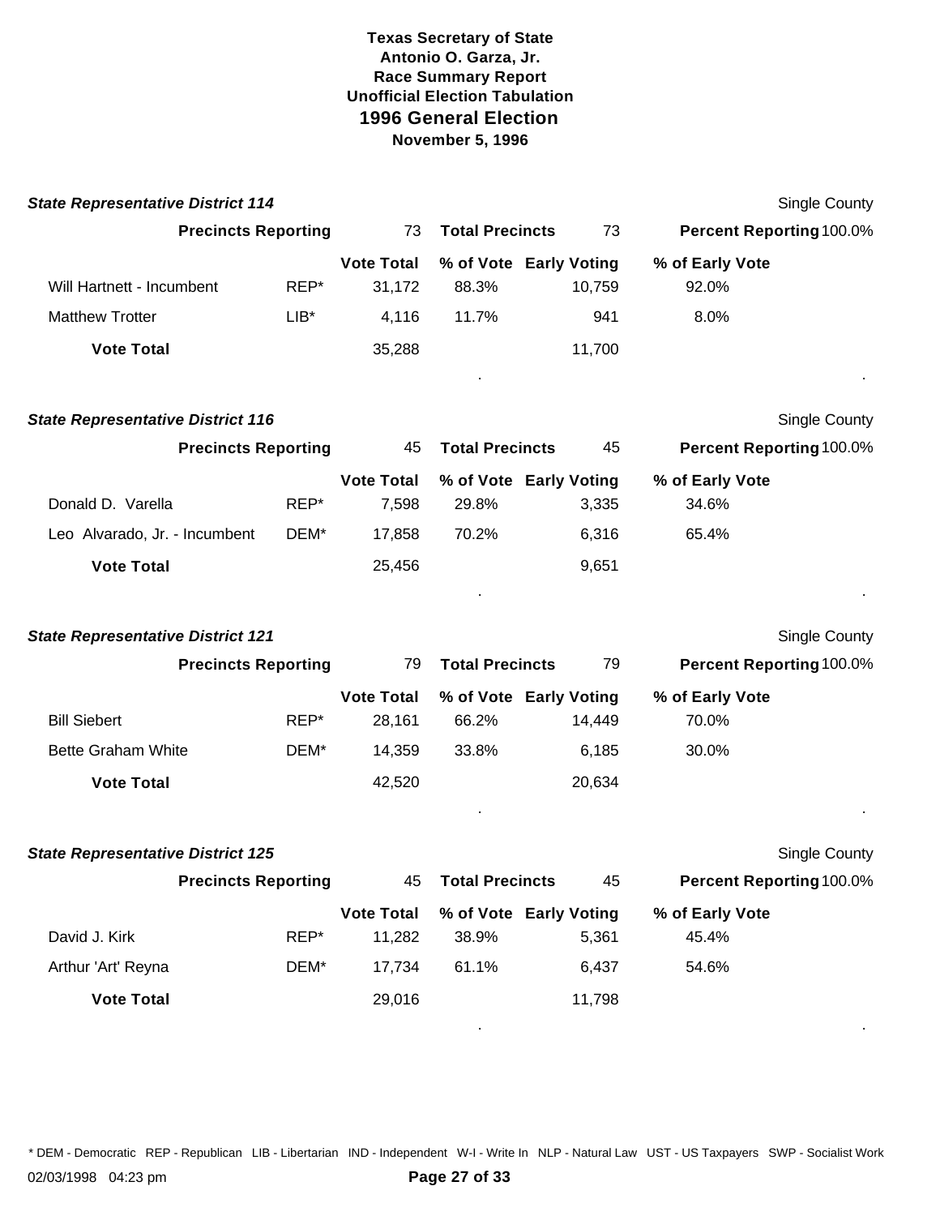# Texas Secretary of State
## Antonio O. Garza, Jr.
## Race Summary Report
## Unofficial Election Tabulation
## 1996 General Election
### November 5, 1996

### *State Representative District 114*

Single County

**Precincts Reporting** 73 **Total Precincts** 73 **Percent Reporting** 100.0%

| | | Vote Total | % of Vote | Early Voting | % of Early Vote |
|---|---|---|---|---|---|
| Will Hartnett - Incumbent | REP* | 31,172 | 88.3% | 10,759 | 92.0% |
| Matthew Trotter | LIB* | 4,116 | 11.7% | 941 | 8.0% |
| **Vote Total** | | 35,288 | | 11,700 | |

### *State Representative District 116*

Single County

**Precincts Reporting** 45 **Total Precincts** 45 **Percent Reporting** 100.0%

| | | Vote Total | % of Vote | Early Voting | % of Early Vote |
|---|---|---|---|---|---|
| Donald D. Varella | REP* | 7,598 | 29.8% | 3,335 | 34.6% |
| Leo Alvarado, Jr. - Incumbent | DEM* | 17,858 | 70.2% | 6,316 | 65.4% |
| **Vote Total** | | 25,456 | | 9,651 | |

### *State Representative District 121*

Single County

**Precincts Reporting** 79 **Total Precincts** 79 **Percent Reporting** 100.0%

| | | Vote Total | % of Vote | Early Voting | % of Early Vote |
|---|---|---|---|---|---|
| Bill Siebert | REP* | 28,161 | 66.2% | 14,449 | 70.0% |
| Bette Graham White | DEM* | 14,359 | 33.8% | 6,185 | 30.0% |
| **Vote Total** | | 42,520 | | 20,634 | |

### *State Representative District 125*

Single County

**Precincts Reporting** 45 **Total Precincts** 45 **Percent Reporting** 100.0%

| | | Vote Total | % of Vote | Early Voting | % of Early Vote |
|---|---|---|---|---|---|
| David J. Kirk | REP* | 11,282 | 38.9% | 5,361 | 45.4% |
| Arthur 'Art' Reyna | DEM* | 17,734 | 61.1% | 6,437 | 54.6% |
| **Vote Total** | | 29,016 | | 11,798 | |

* DEM - Democratic REP - Republican LIB - Libertarian IND - Independent W-I - Write In NLP - Natural Law UST - US Taxpayers SWP - Socialist Work

02/03/1998 04:23 pm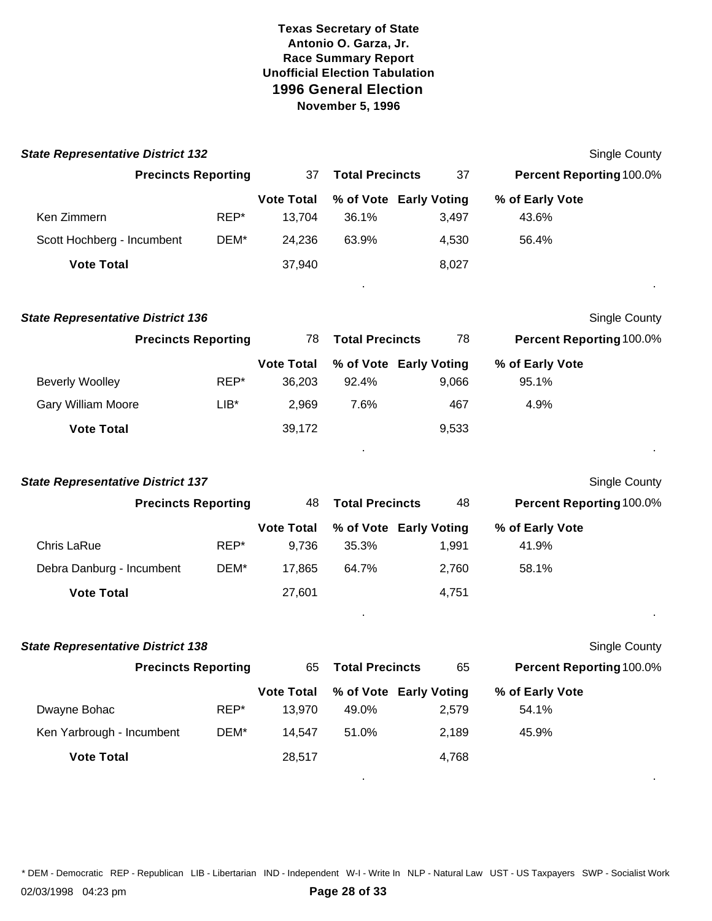**Texas Secretary of State**
**Antonio O. Garza, Jr.**
**Race Summary Report**
**Unofficial Election Tabulation**

## 1996 General Election

**November 5, 1996**

### *State Representative District 132*

Single County

**Precincts Reporting** 37 **Total Precincts** 37 **Percent Reporting** 100.0%

| | | Vote Total | % of Vote | Early Voting | % of Early Vote |
|---|---|---|---|---|---|
| Ken Zimmern | REP* | 13,704 | 36.1% | 3,497 | 43.6% |
| Scott Hochberg - Incumbent | DEM* | 24,236 | 63.9% | 4,530 | 56.4% |
| **Vote Total** | | 37,940 | | 8,027 | |

### *State Representative District 136*

Single County

**Precincts Reporting** 78 **Total Precincts** 78 **Percent Reporting** 100.0%

| | | Vote Total | % of Vote | Early Voting | % of Early Vote |
|---|---|---|---|---|---|
| Beverly Woolley | REP* | 36,203 | 92.4% | 9,066 | 95.1% |
| Gary William Moore | LIB* | 2,969 | 7.6% | 467 | 4.9% |
| **Vote Total** | | 39,172 | | 9,533 | |

### *State Representative District 137*

Single County

**Precincts Reporting** 48 **Total Precincts** 48 **Percent Reporting** 100.0%

| | | Vote Total | % of Vote | Early Voting | % of Early Vote |
|---|---|---|---|---|---|
| Chris LaRue | REP* | 9,736 | 35.3% | 1,991 | 41.9% |
| Debra Danburg - Incumbent | DEM* | 17,865 | 64.7% | 2,760 | 58.1% |
| **Vote Total** | | 27,601 | | 4,751 | |

### *State Representative District 138*

Single County

**Precincts Reporting** 65 **Total Precincts** 65 **Percent Reporting** 100.0%

| | | Vote Total | % of Vote | Early Voting | % of Early Vote |
|---|---|---|---|---|---|
| Dwayne Bohac | REP* | 13,970 | 49.0% | 2,579 | 54.1% |
| Ken Yarbrough - Incumbent | DEM* | 14,547 | 51.0% | 2,189 | 45.9% |
| **Vote Total** | | 28,517 | | 4,768 | |

\* DEM - Democratic REP - Republican LIB - Libertarian IND - Independent W-I - Write In NLP - Natural Law UST - US Taxpayers SWP - Socialist Work

02/03/1998 04:23 pm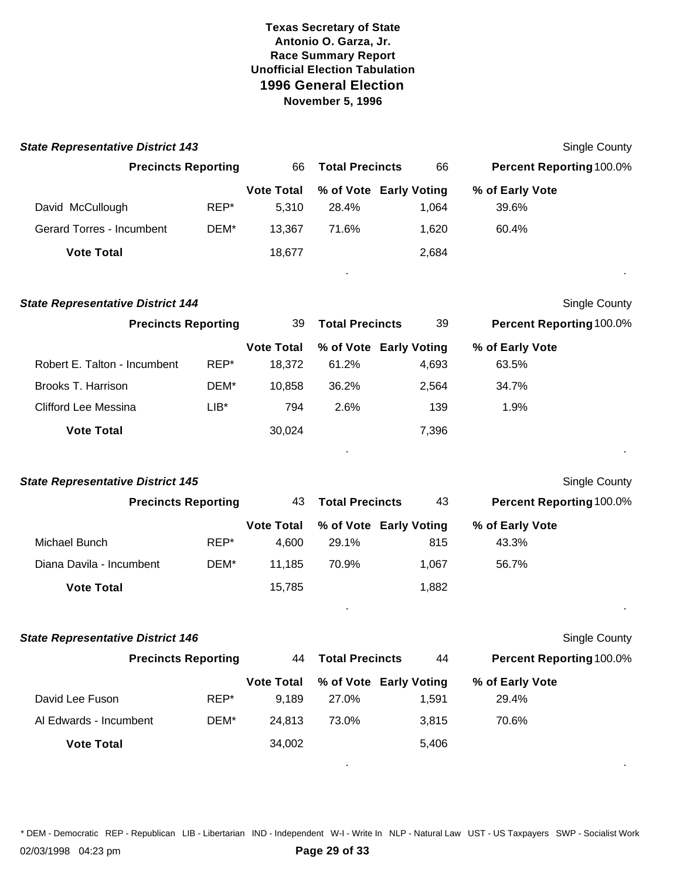**Texas Secretary of State**
**Antonio O. Garza, Jr.**
**Race Summary Report**
**Unofficial Election Tabulation**
**1996 General Election**
**November 5, 1996**

### *State Representative District 143*

Single County

**Precincts Reporting** 66 **Total Precincts** 66 **Percent Reporting** 100.0%

| | | Vote Total | % of Vote | Early Voting | % of Early Vote |
|---|---|---|---|---|---|
| David McCullough | REP* | 5,310 | 28.4% | 1,064 | 39.6% |
| Gerard Torres - Incumbent | DEM* | 13,367 | 71.6% | 1,620 | 60.4% |
| **Vote Total** | | 18,677 | | 2,684 | |

### *State Representative District 144*

Single County

**Precincts Reporting** 39 **Total Precincts** 39 **Percent Reporting** 100.0%

| | | Vote Total | % of Vote | Early Voting | % of Early Vote |
|---|---|---|---|---|---|
| Robert E. Talton - Incumbent | REP* | 18,372 | 61.2% | 4,693 | 63.5% |
| Brooks T. Harrison | DEM* | 10,858 | 36.2% | 2,564 | 34.7% |
| Clifford Lee Messina | LIB* | 794 | 2.6% | 139 | 1.9% |
| **Vote Total** | | 30,024 | | 7,396 | |

### *State Representative District 145*

Single County

**Precincts Reporting** 43 **Total Precincts** 43 **Percent Reporting** 100.0%

| | | Vote Total | % of Vote | Early Voting | % of Early Vote |
|---|---|---|---|---|---|
| Michael Bunch | REP* | 4,600 | 29.1% | 815 | 43.3% |
| Diana Davila - Incumbent | DEM* | 11,185 | 70.9% | 1,067 | 56.7% |
| **Vote Total** | | 15,785 | | 1,882 | |

### *State Representative District 146*

Single County

**Precincts Reporting** 44 **Total Precincts** 44 **Percent Reporting** 100.0%

| | | Vote Total | % of Vote | Early Voting | % of Early Vote |
|---|---|---|---|---|---|
| David Lee Fuson | REP* | 9,189 | 27.0% | 1,591 | 29.4% |
| Al Edwards - Incumbent | DEM* | 24,813 | 73.0% | 3,815 | 70.6% |
| **Vote Total** | | 34,002 | | 5,406 | |

* DEM - Democratic REP - Republican LIB - Libertarian IND - Independent W-I - Write In NLP - Natural Law UST - US Taxpayers SWP - Socialist Work

02/03/1998 04:23 pm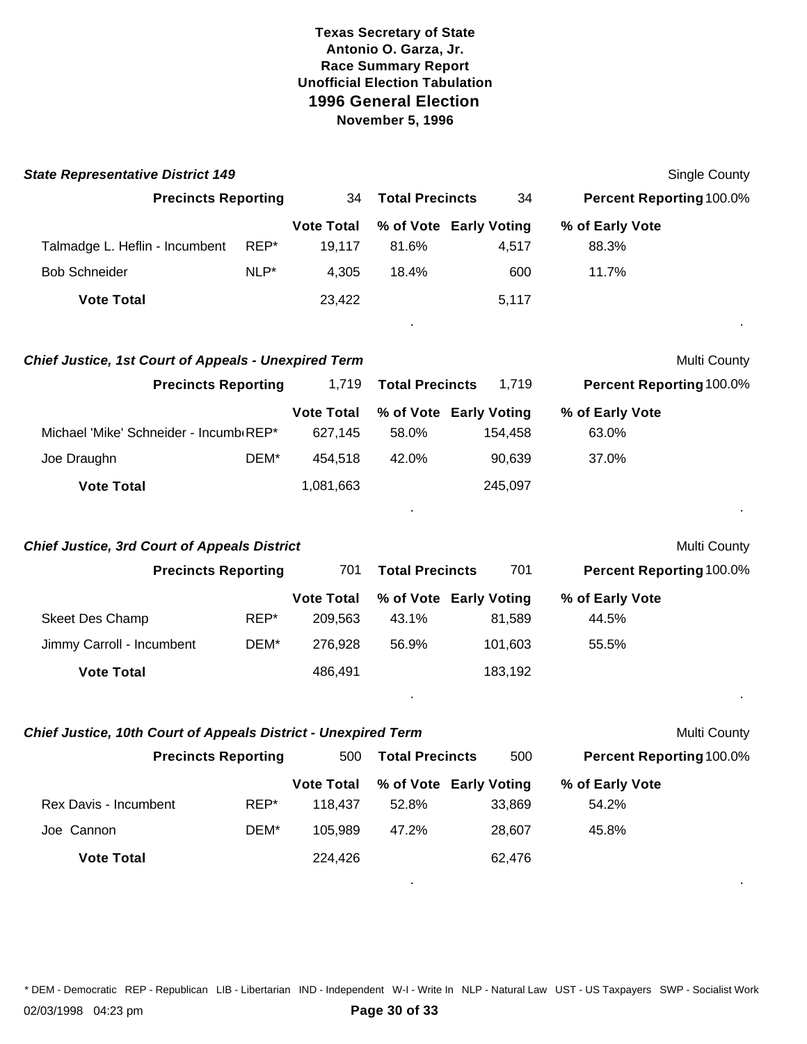**Texas Secretary of State**
**Antonio O. Garza, Jr.**
**Race Summary Report**
**Unofficial Election Tabulation**

## 1996 General Election

**November 5, 1996**

### *State Representative District 149*

Single County

**Precincts Reporting** 34 **Total Precincts** 34 **Percent Reporting** 100.0%

| | | Vote Total | % of Vote | Early Voting | % of Early Vote |
|---|---|---|---|---|---|
| Talmadge L. Heflin - Incumbent | REP* | 19,117 | 81.6% | 4,517 | 88.3% |
| Bob Schneider | NLP* | 4,305 | 18.4% | 600 | 11.7% |
| **Vote Total** | | 23,422 | | 5,117 | |

### *Chief Justice, 1st Court of Appeals - Unexpired Term*

Multi County

**Precincts Reporting** 1,719 **Total Precincts** 1,719 **Percent Reporting** 100.0%

| | | Vote Total | % of Vote | Early Voting | % of Early Vote |
|---|---|---|---|---|---|
| Michael 'Mike' Schneider - Incumb | REP* | 627,145 | 58.0% | 154,458 | 63.0% |
| Joe Draughn | DEM* | 454,518 | 42.0% | 90,639 | 37.0% |
| **Vote Total** | | 1,081,663 | | 245,097 | |

### *Chief Justice, 3rd Court of Appeals District*

Multi County

**Precincts Reporting** 701 **Total Precincts** 701 **Percent Reporting** 100.0%

| | | Vote Total | % of Vote | Early Voting | % of Early Vote |
|---|---|---|---|---|---|
| Skeet Des Champ | REP* | 209,563 | 43.1% | 81,589 | 44.5% |
| Jimmy Carroll - Incumbent | DEM* | 276,928 | 56.9% | 101,603 | 55.5% |
| **Vote Total** | | 486,491 | | 183,192 | |

### *Chief Justice, 10th Court of Appeals District - Unexpired Term*

Multi County

**Precincts Reporting** 500 **Total Precincts** 500 **Percent Reporting** 100.0%

| | | Vote Total | % of Vote | Early Voting | % of Early Vote |
|---|---|---|---|---|---|
| Rex Davis - Incumbent | REP* | 118,437 | 52.8% | 33,869 | 54.2% |
| Joe Cannon | DEM* | 105,989 | 47.2% | 28,607 | 45.8% |
| **Vote Total** | | 224,426 | | 62,476 | |

* DEM - Democratic REP - Republican LIB - Libertarian IND - Independent W-I - Write In NLP - Natural Law UST - US Taxpayers SWP - Socialist Work

02/03/1998 04:23 pm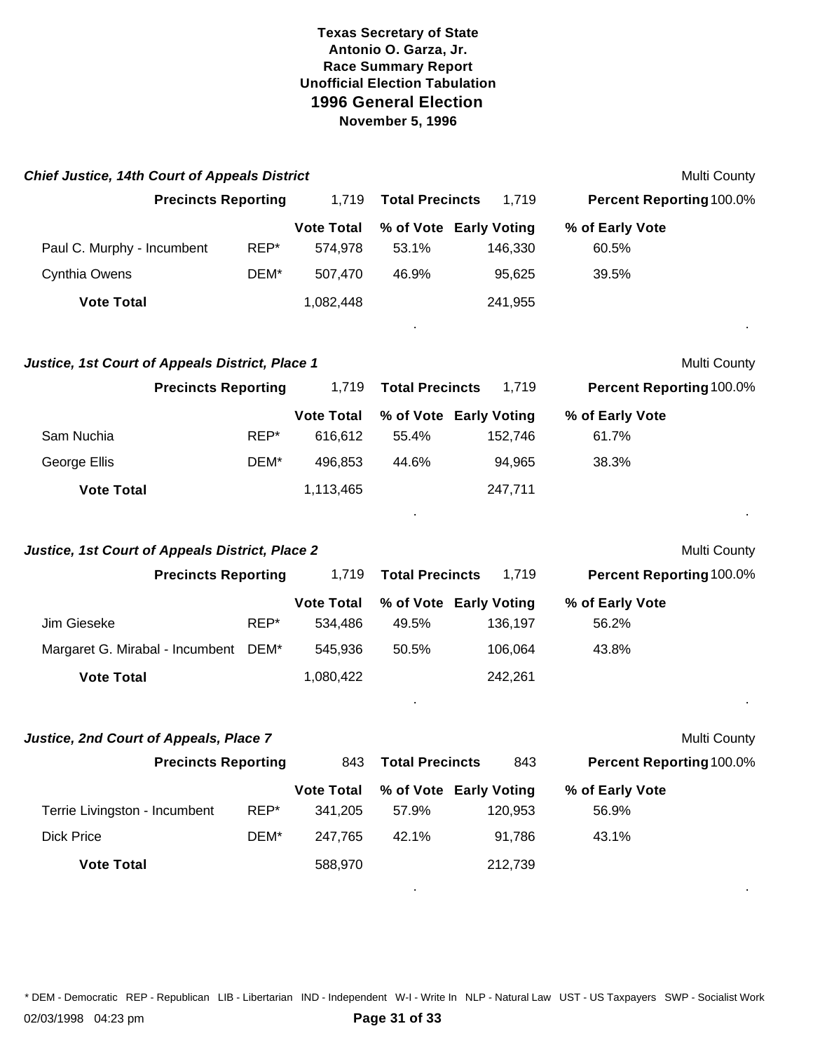**Texas Secretary of State**
**Antonio O. Garza, Jr.**
**Race Summary Report**
**Unofficial Election Tabulation**
## 1996 General Election
**November 5, 1996**

### *Chief Justice, 14th Court of Appeals District*

Multi County

**Precincts Reporting** 1,719 **Total Precincts** 1,719 **Percent Reporting** 100.0%

| | | Vote Total | % of Vote | Early Voting | % of Early Vote |
|---|---|---|---|---|---|
| Paul C. Murphy - Incumbent | REP* | 574,978 | 53.1% | 146,330 | 60.5% |
| Cynthia Owens | DEM* | 507,470 | 46.9% | 95,625 | 39.5% |
| **Vote Total** | | 1,082,448 | | 241,955 | |

### *Justice, 1st Court of Appeals District, Place 1*

Multi County

**Precincts Reporting** 1,719 **Total Precincts** 1,719 **Percent Reporting** 100.0%

| | | Vote Total | % of Vote | Early Voting | % of Early Vote |
|---|---|---|---|---|---|
| Sam Nuchia | REP* | 616,612 | 55.4% | 152,746 | 61.7% |
| George Ellis | DEM* | 496,853 | 44.6% | 94,965 | 38.3% |
| **Vote Total** | | 1,113,465 | | 247,711 | |

### *Justice, 1st Court of Appeals District, Place 2*

Multi County

**Precincts Reporting** 1,719 **Total Precincts** 1,719 **Percent Reporting** 100.0%

| | | Vote Total | % of Vote | Early Voting | % of Early Vote |
|---|---|---|---|---|---|
| Jim Gieseke | REP* | 534,486 | 49.5% | 136,197 | 56.2% |
| Margaret G. Mirabal - Incumbent | DEM* | 545,936 | 50.5% | 106,064 | 43.8% |
| **Vote Total** | | 1,080,422 | | 242,261 | |

### *Justice, 2nd Court of Appeals, Place 7*

Multi County

**Precincts Reporting** 843 **Total Precincts** 843 **Percent Reporting** 100.0%

| | | Vote Total | % of Vote | Early Voting | % of Early Vote |
|---|---|---|---|---|---|
| Terrie Livingston - Incumbent | REP* | 341,205 | 57.9% | 120,953 | 56.9% |
| Dick Price | DEM* | 247,765 | 42.1% | 91,786 | 43.1% |
| **Vote Total** | | 588,970 | | 212,739 | |

* DEM - Democratic REP - Republican LIB - Libertarian IND - Independent W-I - Write In NLP - Natural Law UST - US Taxpayers SWP - Socialist Work

02/03/1998 04:23 pm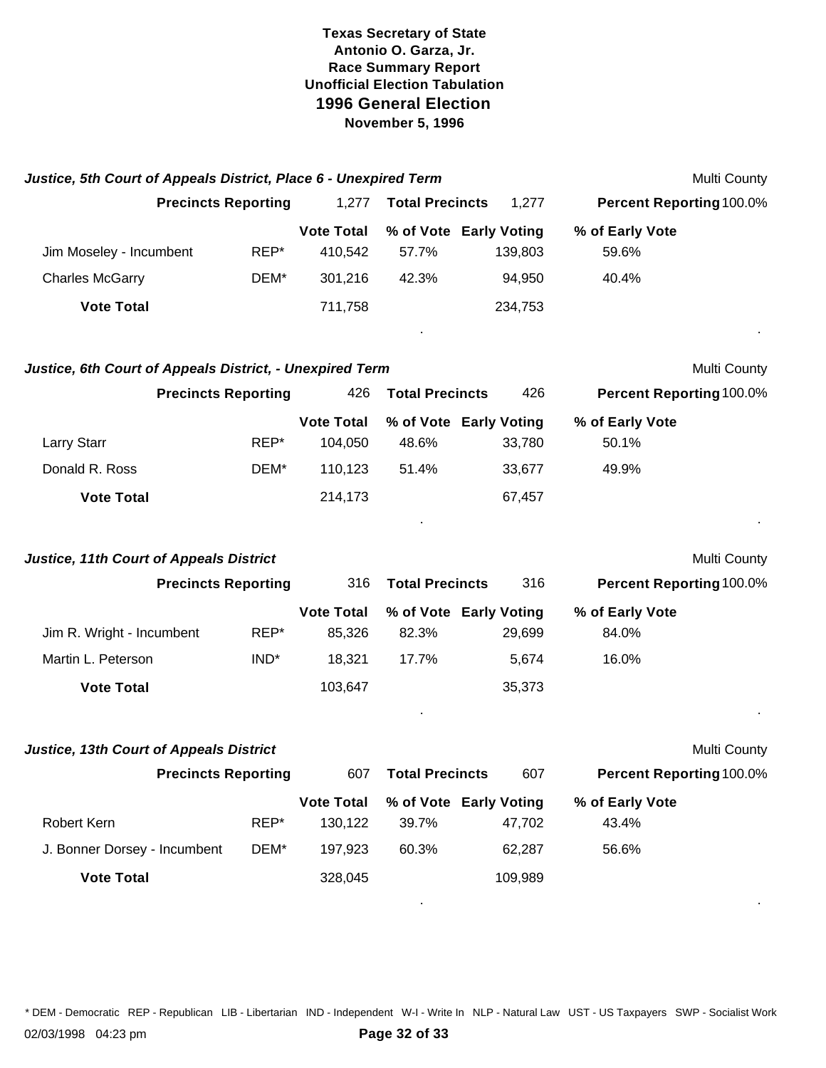**Texas Secretary of State**
**Antonio O. Garza, Jr.**
**Race Summary Report**
**Unofficial Election Tabulation**
## 1996 General Election
**November 5, 1996**

### *Justice, 5th Court of Appeals District, Place 6 - Unexpired Term*

Multi County

**Precincts Reporting** 1,277 **Total Precincts** 1,277 **Percent Reporting** 100.0%

| | | Vote Total | % of Vote | Early Voting | % of Early Vote |
|---|---|---|---|---|---|
| Jim Moseley - Incumbent | REP* | 410,542 | 57.7% | 139,803 | 59.6% |
| Charles McGarry | DEM* | 301,216 | 42.3% | 94,950 | 40.4% |
| **Vote Total** | | 711,758 | | 234,753 | |

### *Justice, 6th Court of Appeals District, - Unexpired Term*

Multi County

**Precincts Reporting** 426 **Total Precincts** 426 **Percent Reporting** 100.0%

| | | Vote Total | % of Vote | Early Voting | % of Early Vote |
|---|---|---|---|---|---|
| Larry Starr | REP* | 104,050 | 48.6% | 33,780 | 50.1% |
| Donald R. Ross | DEM* | 110,123 | 51.4% | 33,677 | 49.9% |
| **Vote Total** | | 214,173 | | 67,457 | |

### *Justice, 11th Court of Appeals District*

Multi County

**Precincts Reporting** 316 **Total Precincts** 316 **Percent Reporting** 100.0%

| | | Vote Total | % of Vote | Early Voting | % of Early Vote |
|---|---|---|---|---|---|
| Jim R. Wright - Incumbent | REP* | 85,326 | 82.3% | 29,699 | 84.0% |
| Martin L. Peterson | IND* | 18,321 | 17.7% | 5,674 | 16.0% |
| **Vote Total** | | 103,647 | | 35,373 | |

### *Justice, 13th Court of Appeals District*

Multi County

**Precincts Reporting** 607 **Total Precincts** 607 **Percent Reporting** 100.0%

| | | Vote Total | % of Vote | Early Voting | % of Early Vote |
|---|---|---|---|---|---|
| Robert Kern | REP* | 130,122 | 39.7% | 47,702 | 43.4% |
| J. Bonner Dorsey - Incumbent | DEM* | 197,923 | 60.3% | 62,287 | 56.6% |
| **Vote Total** | | 328,045 | | 109,989 | |

\* DEM - Democratic REP - Republican LIB - Libertarian IND - Independent W-I - Write In NLP - Natural Law UST - US Taxpayers SWP - Socialist Work

02/03/1998 04:23 pm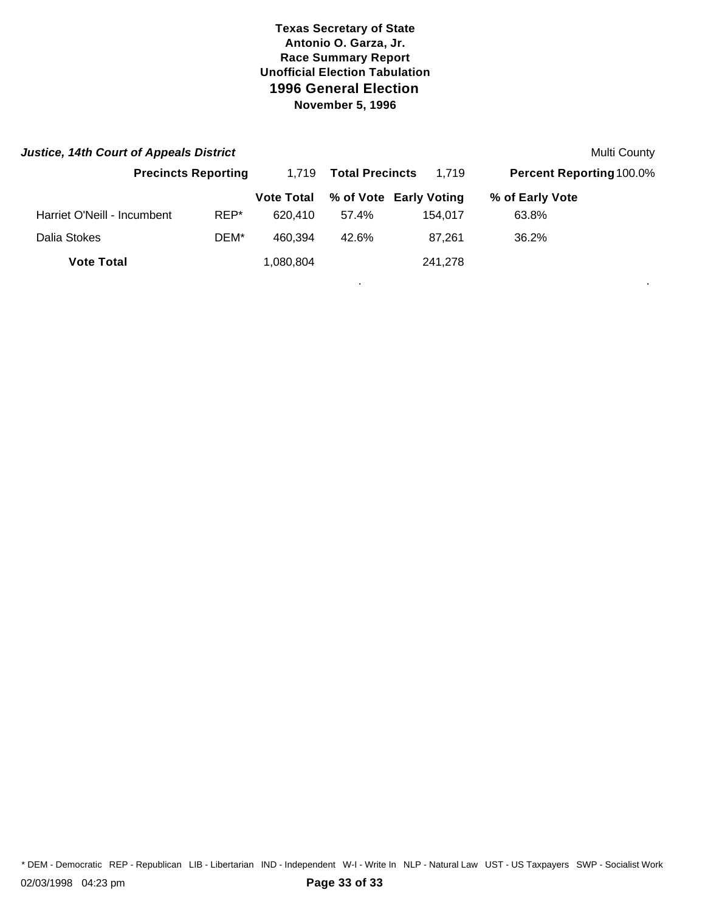**Texas Secretary of State**
**Antonio O. Garza, Jr.**
**Race Summary Report**
**Unofficial Election Tabulation**

# 1996 General Election

**November 5, 1996**

***Justice, 14th Court of Appeals District*** Multi County

**Precincts Reporting** 1,719 **Total Precincts** 1,719 **Percent Reporting** 100.0%

| | | Vote Total | % of Vote | Early Voting | % of Early Vote |
|---|---|---|---|---|---|
| Harriet O'Neill - Incumbent | REP* | 620,410 | 57.4% | 154,017 | 63.8% |
| Dalia Stokes | DEM* | 460,394 | 42.6% | 87,261 | 36.2% |
| **Vote Total** | | 1,080,804 | | 241,278 | |

* DEM - Democratic REP - Republican LIB - Libertarian IND - Independent W-I - Write In NLP - Natural Law UST - US Taxpayers SWP - Socialist Work

02/03/1998 04:23 pm